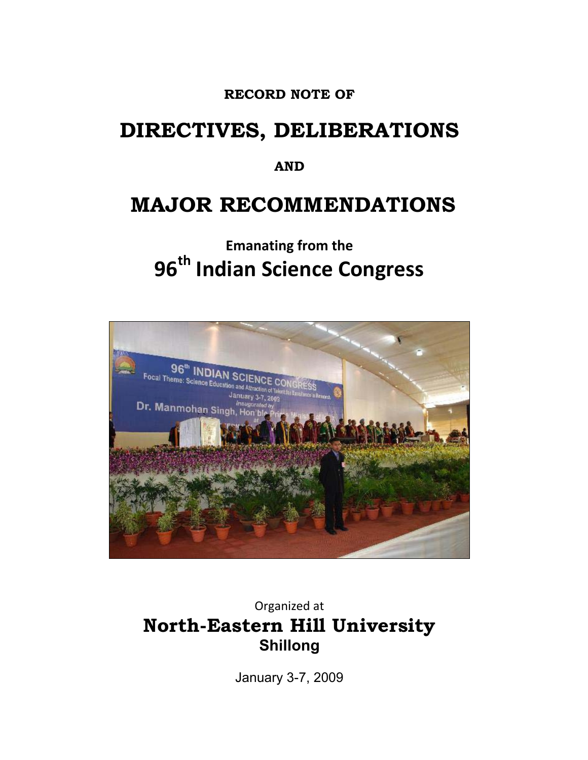**RECORD NOTE OF**

# DIRECTIVES, DELIBERATIONS

**AND**

# MAJOR RECOMMENDATIONS

## Emanating from the
## 96th Indian Science Congress

Organized at

## North-Eastern Hill University
### Shillong

January 3-7, 2009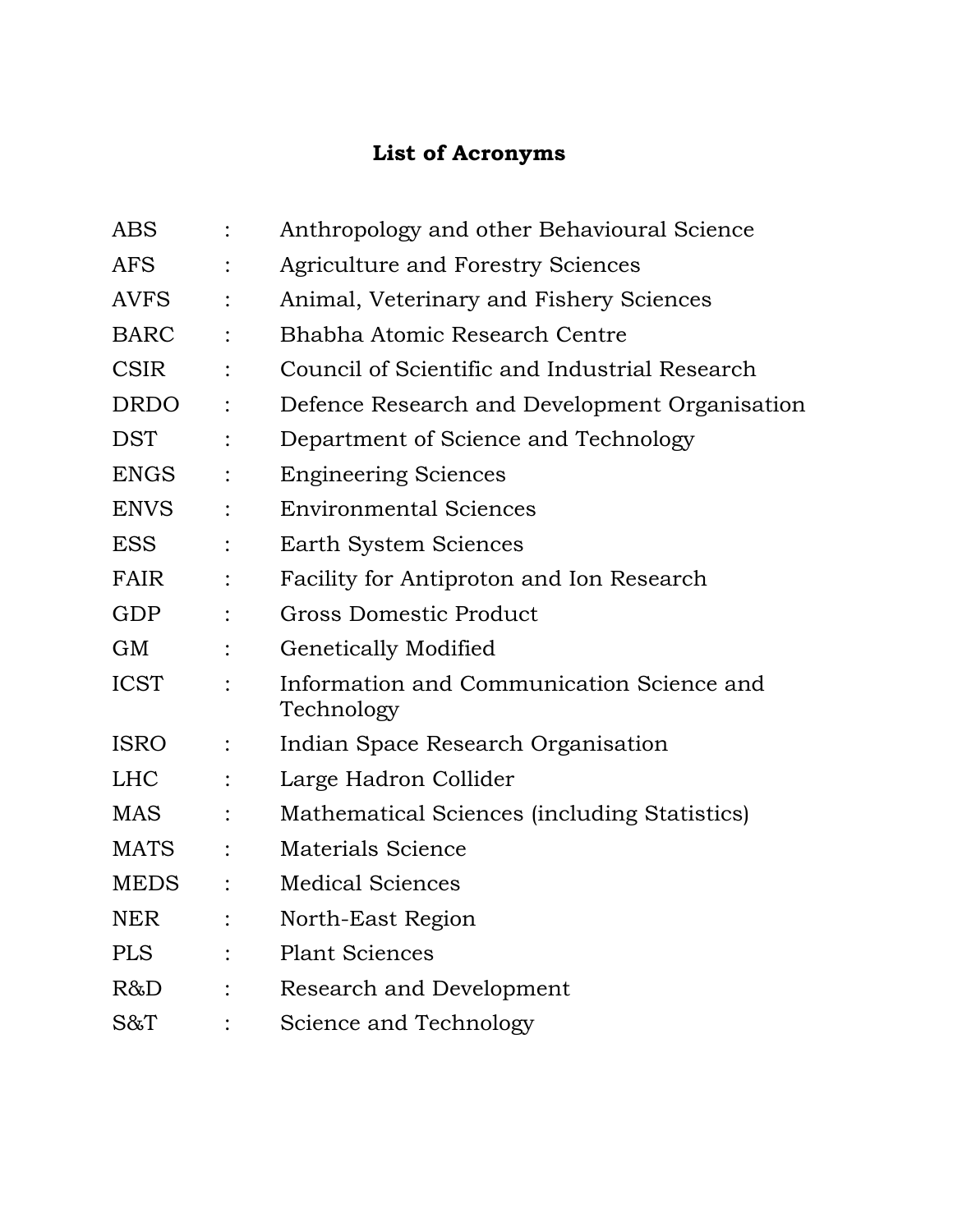## List of Acronyms

| | | |
|---|---|---|
| ABS | : | Anthropology and other Behavioural Science |
| AFS | : | Agriculture and Forestry Sciences |
| AVFS | : | Animal, Veterinary and Fishery Sciences |
| BARC | : | Bhabha Atomic Research Centre |
| CSIR | : | Council of Scientific and Industrial Research |
| DRDO | : | Defence Research and Development Organisation |
| DST | : | Department of Science and Technology |
| ENGS | : | Engineering Sciences |
| ENVS | : | Environmental Sciences |
| ESS | : | Earth System Sciences |
| FAIR | : | Facility for Antiproton and Ion Research |
| GDP | : | Gross Domestic Product |
| GM | : | Genetically Modified |
| ICST | : | Information and Communication Science and Technology |
| ISRO | : | Indian Space Research Organisation |
| LHC | : | Large Hadron Collider |
| MAS | : | Mathematical Sciences (including Statistics) |
| MATS | : | Materials Science |
| MEDS | : | Medical Sciences |
| NER | : | North-East Region |
| PLS | : | Plant Sciences |
| R&D | : | Research and Development |
| S&T | : | Science and Technology |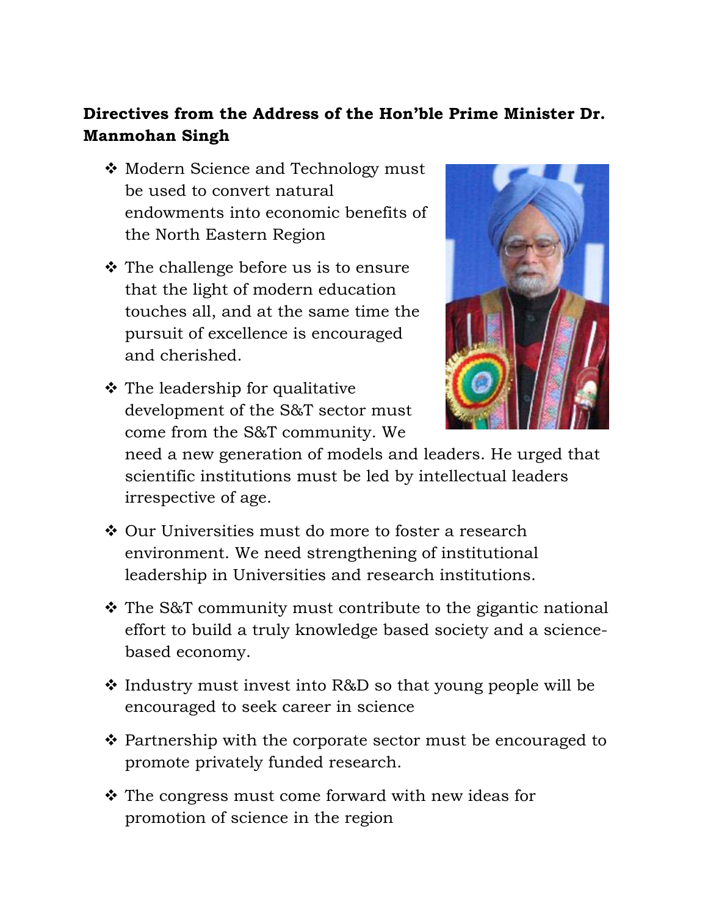**Directives from the Address of the Hon'ble Prime Minister Dr. Manmohan Singh**

- Modern Science and Technology must be used to convert natural endowments into economic benefits of the North Eastern Region
- The challenge before us is to ensure that the light of modern education touches all, and at the same time the pursuit of excellence is encouraged and cherished.
- The leadership for qualitative development of the S&T sector must come from the S&T community. We need a new generation of models and leaders. He urged that scientific institutions must be led by intellectual leaders irrespective of age.
- Our Universities must do more to foster a research environment. We need strengthening of institutional leadership in Universities and research institutions.
- The S&T community must contribute to the gigantic national effort to build a truly knowledge based society and a science-based economy.
- Industry must invest into R&D so that young people will be encouraged to seek career in science
- Partnership with the corporate sector must be encouraged to promote privately funded research.
- The congress must come forward with new ideas for promotion of science in the region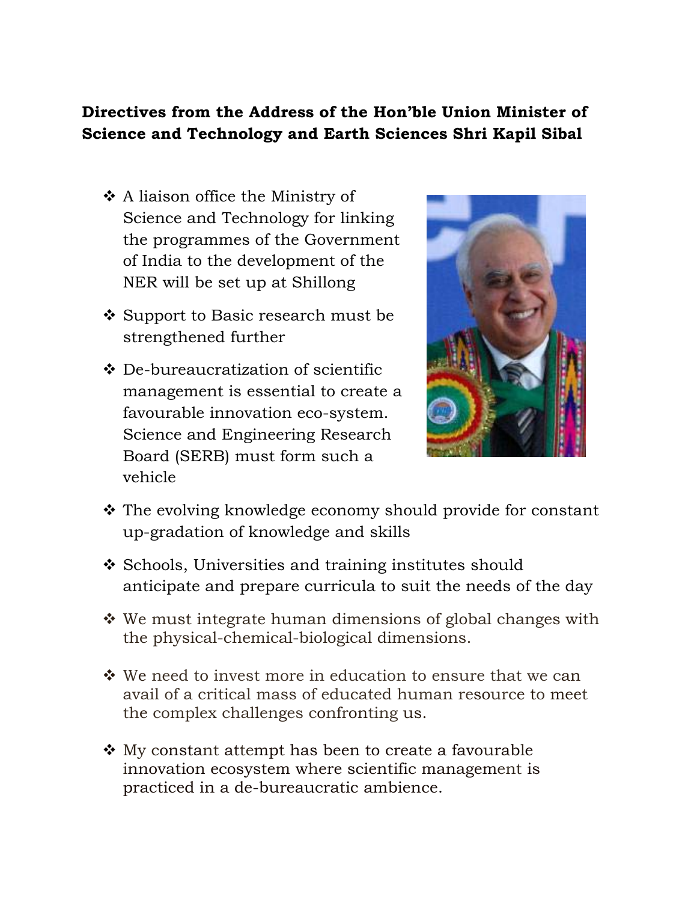**Directives from the Address of the Hon'ble Union Minister of Science and Technology and Earth Sciences Shri Kapil Sibal**

- A liaison office the Ministry of Science and Technology for linking the programmes of the Government of India to the development of the NER will be set up at Shillong
- Support to Basic research must be strengthened further
- De-bureaucratization of scientific management is essential to create a favourable innovation eco-system. Science and Engineering Research Board (SERB) must form such a vehicle
- The evolving knowledge economy should provide for constant up-gradation of knowledge and skills
- Schools, Universities and training institutes should anticipate and prepare curricula to suit the needs of the day
- We must integrate human dimensions of global changes with the physical-chemical-biological dimensions.
- We need to invest more in education to ensure that we can avail of a critical mass of educated human resource to meet the complex challenges confronting us.
- My constant attempt has been to create a favourable innovation ecosystem where scientific management is practiced in a de-bureaucratic ambience.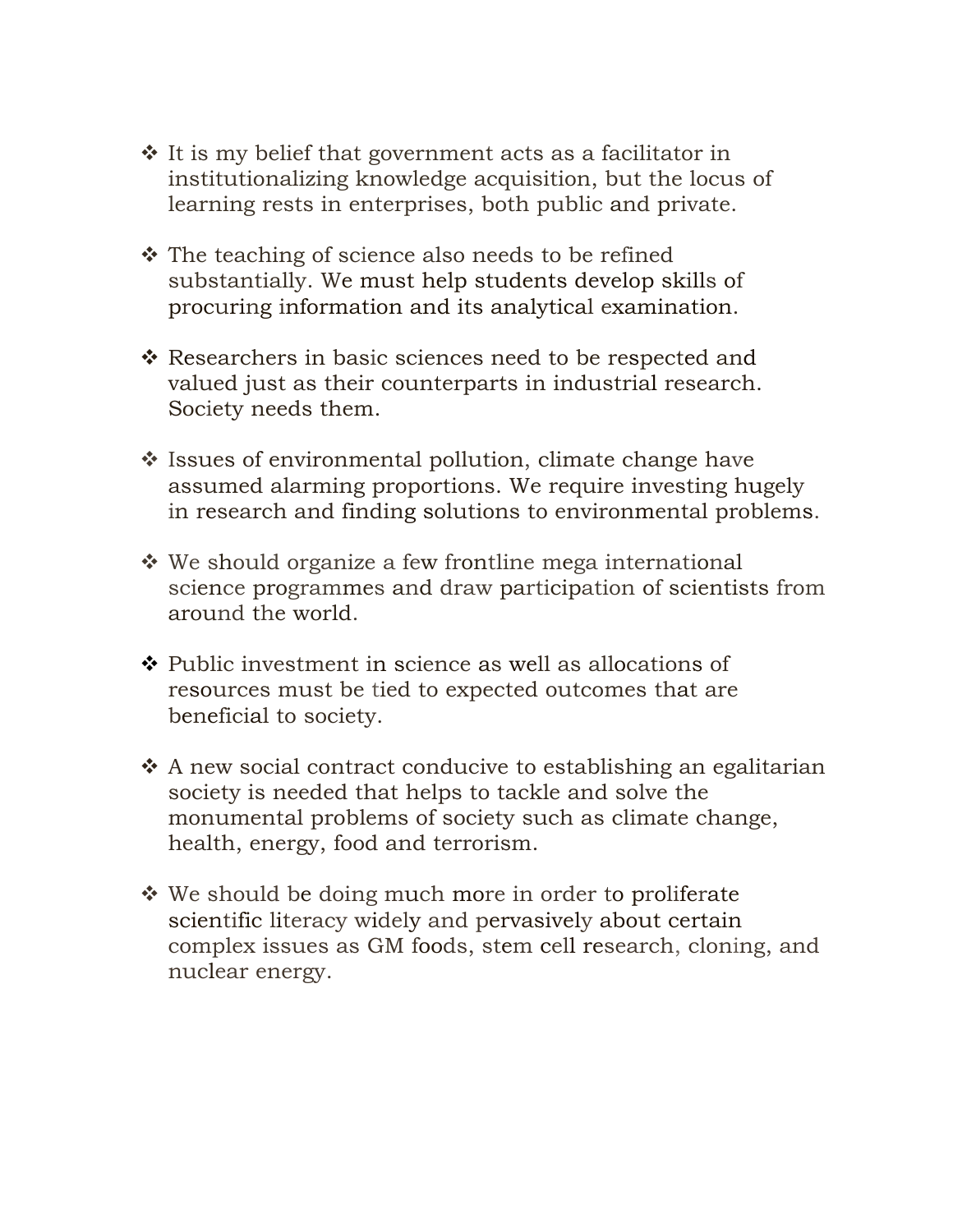- It is my belief that government acts as a facilitator in institutionalizing knowledge acquisition, but the locus of learning rests in enterprises, both public and private.

- The teaching of science also needs to be refined substantially. We must help students develop skills of procuring information and its analytical examination.

- Researchers in basic sciences need to be respected and valued just as their counterparts in industrial research. Society needs them.

- Issues of environmental pollution, climate change have assumed alarming proportions. We require investing hugely in research and finding solutions to environmental problems.

- We should organize a few frontline mega international science programmes and draw participation of scientists from around the world.

- Public investment in science as well as allocations of resources must be tied to expected outcomes that are beneficial to society.

- A new social contract conducive to establishing an egalitarian society is needed that helps to tackle and solve the monumental problems of society such as climate change, health, energy, food and terrorism.

- We should be doing much more in order to proliferate scientific literacy widely and pervasively about certain complex issues as GM foods, stem cell research, cloning, and nuclear energy.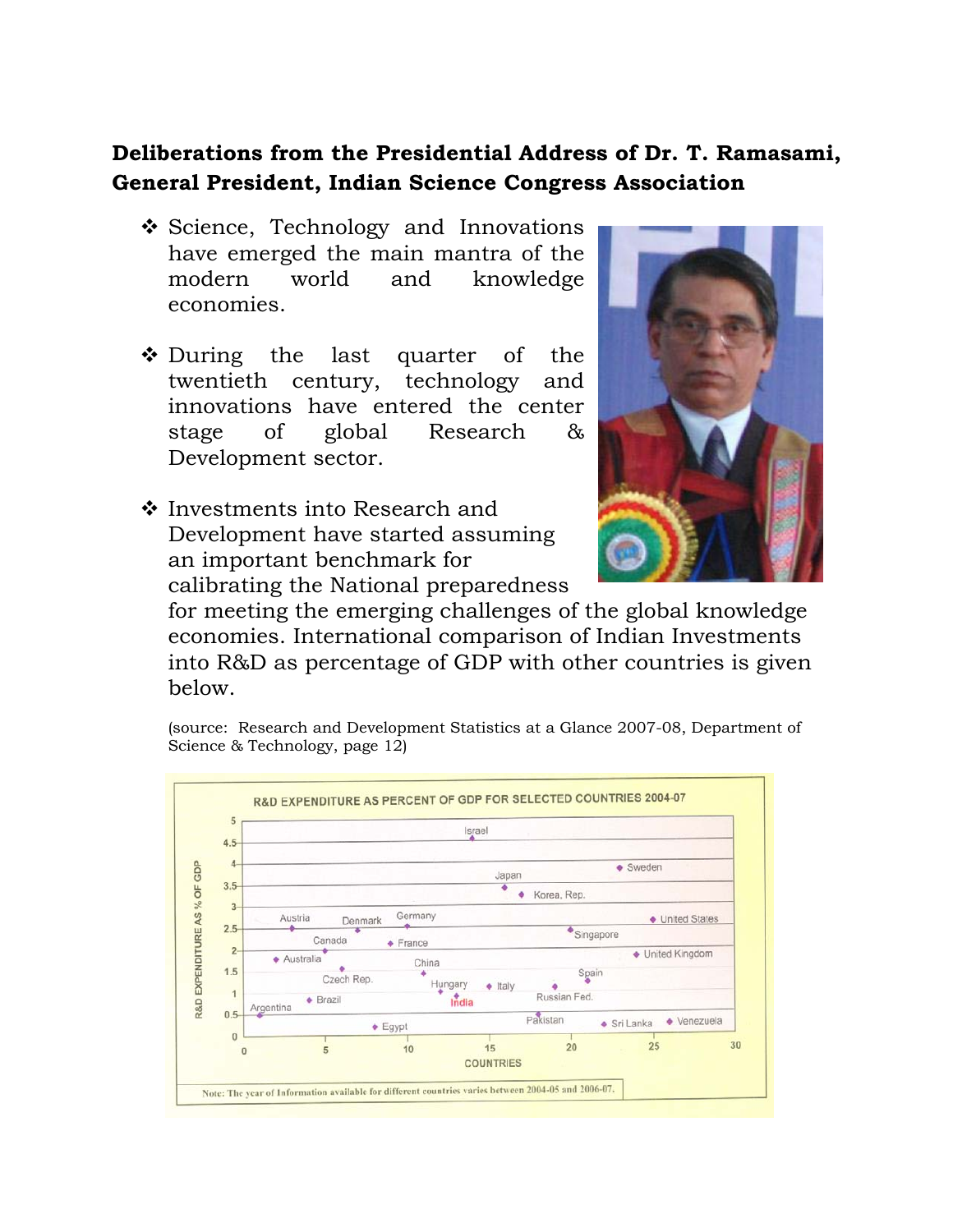**Deliberations from the Presidential Address of Dr. T. Ramasami, General President, Indian Science Congress Association**

- Science, Technology and Innovations have emerged the main mantra of the modern world and knowledge economies.

- During the last quarter of the twentieth century, technology and innovations have entered the center stage of global Research & Development sector.

- Investments into Research and Development have started assuming an important benchmark for calibrating the National preparedness for meeting the emerging challenges of the global knowledge economies. International comparison of Indian Investments into R&D as percentage of GDP with other countries is given below.

(source: Research and Development Statistics at a Glance 2007-08, Department of Science & Technology, page 12)

R&D EXPENDITURE AS PERCENT OF GDP FOR SELECTED COUNTRIES 2004-07

Note: The year of Information available for different countries varies between 2004-05 and 2006-07.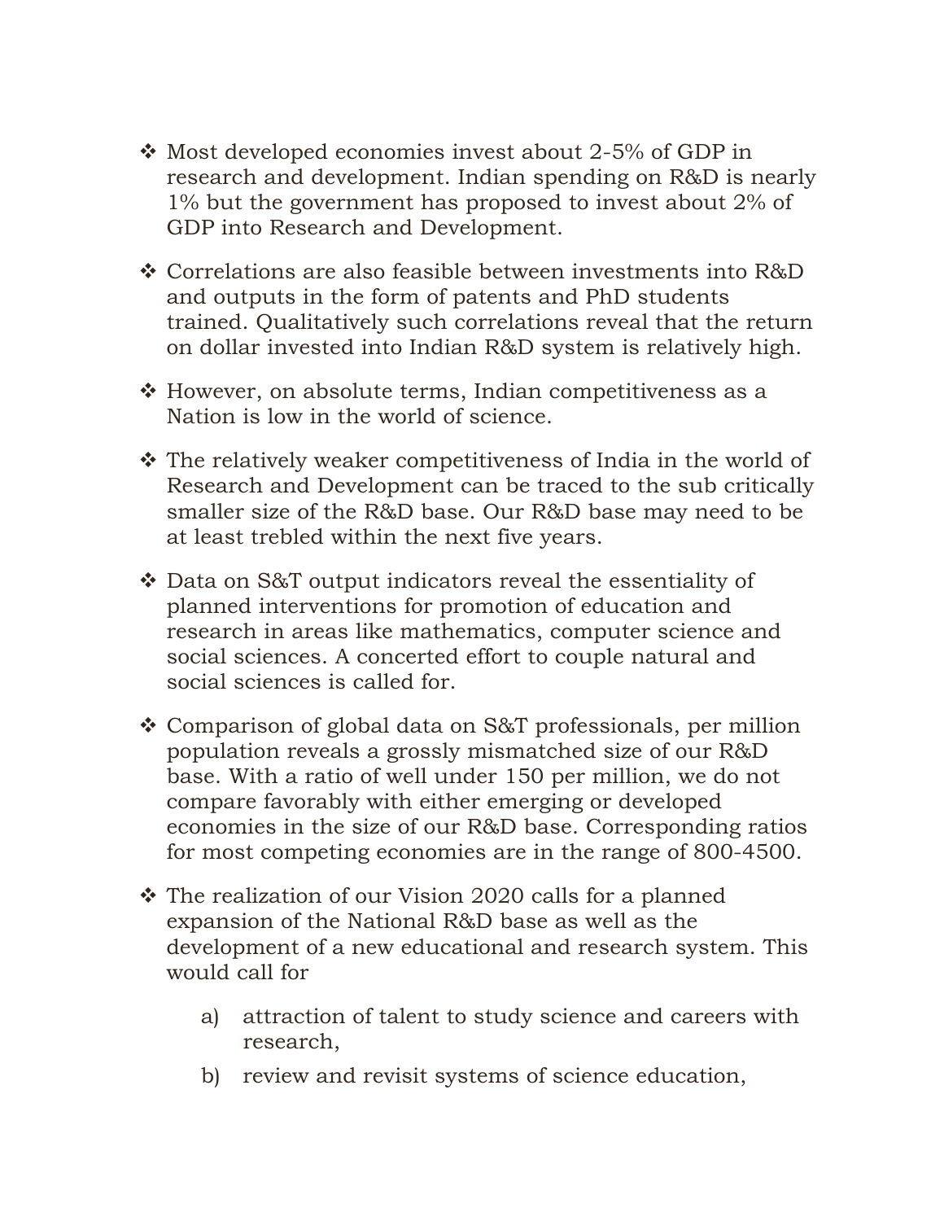- Most developed economies invest about 2-5% of GDP in research and development. Indian spending on R&D is nearly 1% but the government has proposed to invest about 2% of GDP into Research and Development.

- Correlations are also feasible between investments into R&D and outputs in the form of patents and PhD students trained. Qualitatively such correlations reveal that the return on dollar invested into Indian R&D system is relatively high.

- However, on absolute terms, Indian competitiveness as a Nation is low in the world of science.

- The relatively weaker competitiveness of India in the world of Research and Development can be traced to the sub critically smaller size of the R&D base. Our R&D base may need to be at least trebled within the next five years.

- Data on S&T output indicators reveal the essentiality of planned interventions for promotion of education and research in areas like mathematics, computer science and social sciences. A concerted effort to couple natural and social sciences is called for.

- Comparison of global data on S&T professionals, per million population reveals a grossly mismatched size of our R&D base. With a ratio of well under 150 per million, we do not compare favorably with either emerging or developed economies in the size of our R&D base. Corresponding ratios for most competing economies are in the range of 800-4500.

- The realization of our Vision 2020 calls for a planned expansion of the National R&D base as well as the development of a new educational and research system. This would call for

  a) attraction of talent to study science and careers with research,

  b) review and revisit systems of science education,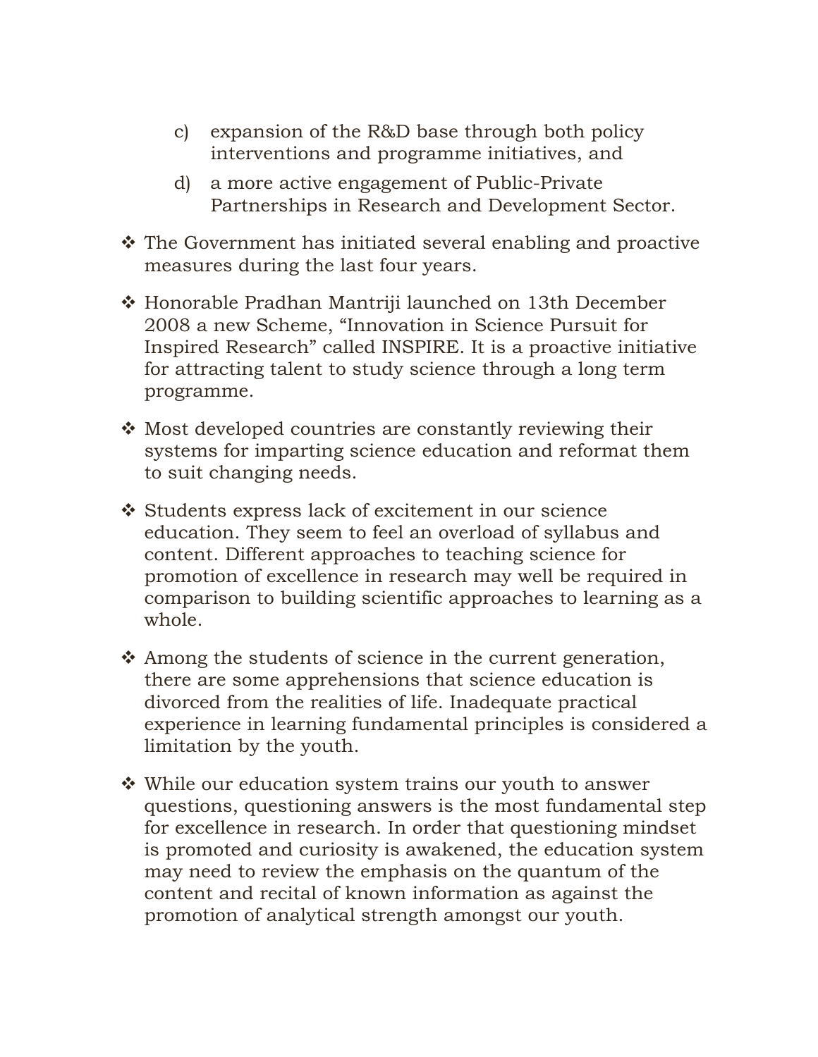c) expansion of the R&D base through both policy interventions and programme initiatives, and

d) a more active engagement of Public-Private Partnerships in Research and Development Sector.

- The Government has initiated several enabling and proactive measures during the last four years.

- Honorable Pradhan Mantriji launched on 13th December 2008 a new Scheme, "Innovation in Science Pursuit for Inspired Research" called INSPIRE. It is a proactive initiative for attracting talent to study science through a long term programme.

- Most developed countries are constantly reviewing their systems for imparting science education and reformat them to suit changing needs.

- Students express lack of excitement in our science education. They seem to feel an overload of syllabus and content. Different approaches to teaching science for promotion of excellence in research may well be required in comparison to building scientific approaches to learning as a whole.

- Among the students of science in the current generation, there are some apprehensions that science education is divorced from the realities of life. Inadequate practical experience in learning fundamental principles is considered a limitation by the youth.

- While our education system trains our youth to answer questions, questioning answers is the most fundamental step for excellence in research. In order that questioning mindset is promoted and curiosity is awakened, the education system may need to review the emphasis on the quantum of the content and recital of known information as against the promotion of analytical strength amongst our youth.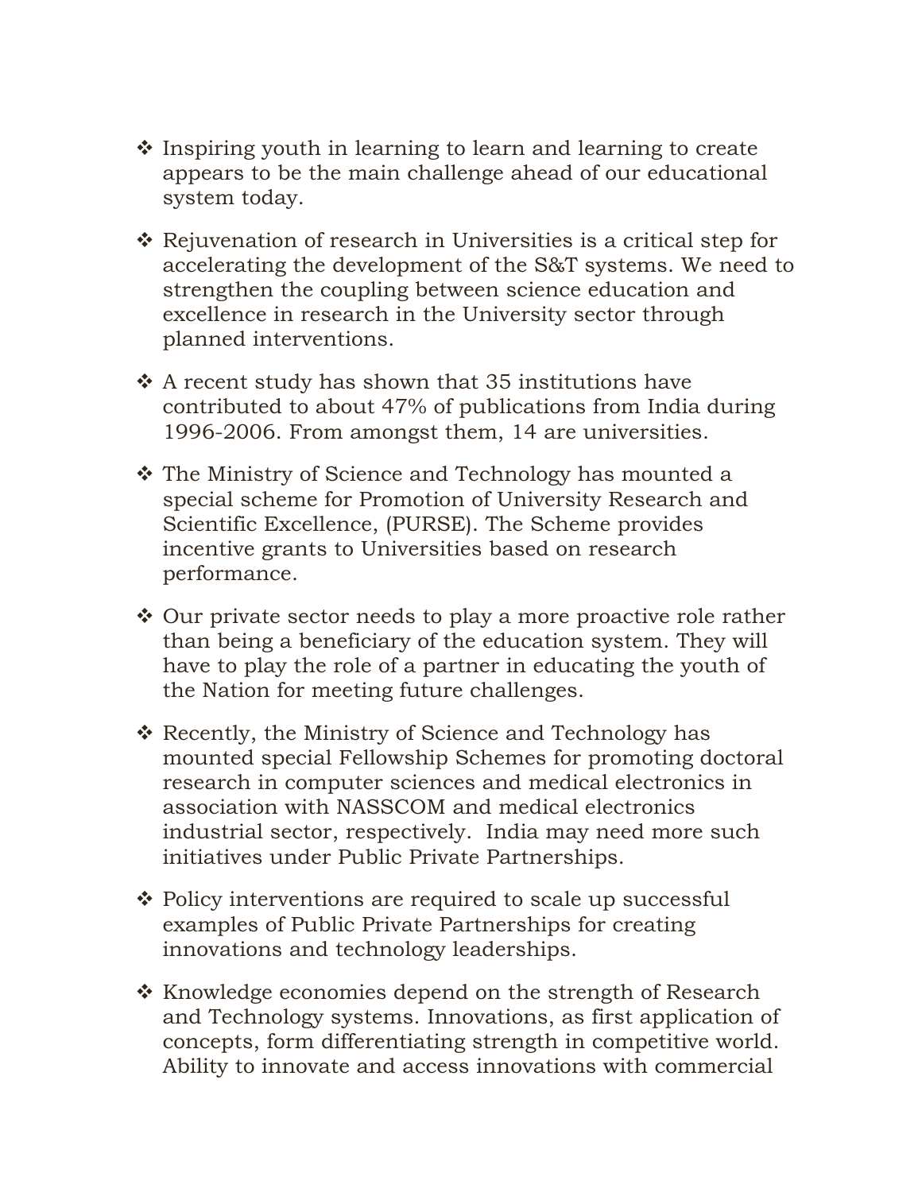- Inspiring youth in learning to learn and learning to create appears to be the main challenge ahead of our educational system today.

- Rejuvenation of research in Universities is a critical step for accelerating the development of the S&T systems. We need to strengthen the coupling between science education and excellence in research in the University sector through planned interventions.

- A recent study has shown that 35 institutions have contributed to about 47% of publications from India during 1996-2006. From amongst them, 14 are universities.

- The Ministry of Science and Technology has mounted a special scheme for Promotion of University Research and Scientific Excellence, (PURSE). The Scheme provides incentive grants to Universities based on research performance.

- Our private sector needs to play a more proactive role rather than being a beneficiary of the education system. They will have to play the role of a partner in educating the youth of the Nation for meeting future challenges.

- Recently, the Ministry of Science and Technology has mounted special Fellowship Schemes for promoting doctoral research in computer sciences and medical electronics in association with NASSCOM and medical electronics industrial sector, respectively. India may need more such initiatives under Public Private Partnerships.

- Policy interventions are required to scale up successful examples of Public Private Partnerships for creating innovations and technology leaderships.

- Knowledge economies depend on the strength of Research and Technology systems. Innovations, as first application of concepts, form differentiating strength in competitive world. Ability to innovate and access innovations with commercial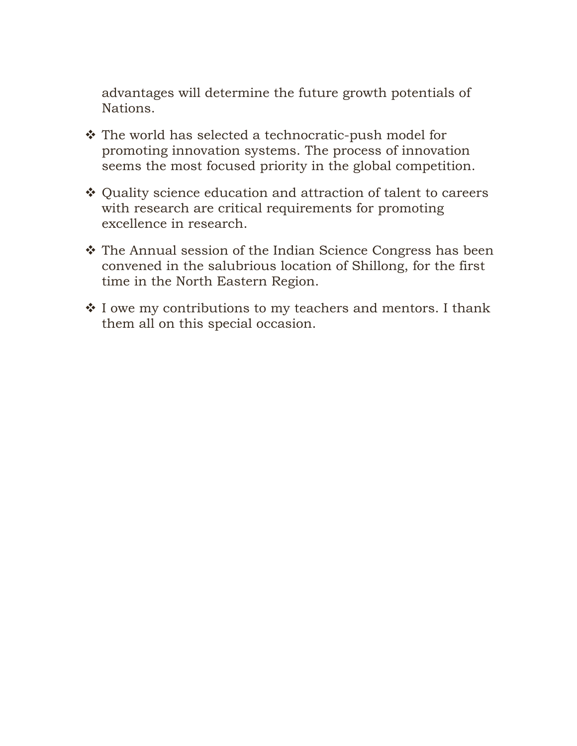advantages will determine the future growth potentials of Nations.

- The world has selected a technocratic-push model for promoting innovation systems. The process of innovation seems the most focused priority in the global competition.
- Quality science education and attraction of talent to careers with research are critical requirements for promoting excellence in research.
- The Annual session of the Indian Science Congress has been convened in the salubrious location of Shillong, for the first time in the North Eastern Region.
- I owe my contributions to my teachers and mentors. I thank them all on this special occasion.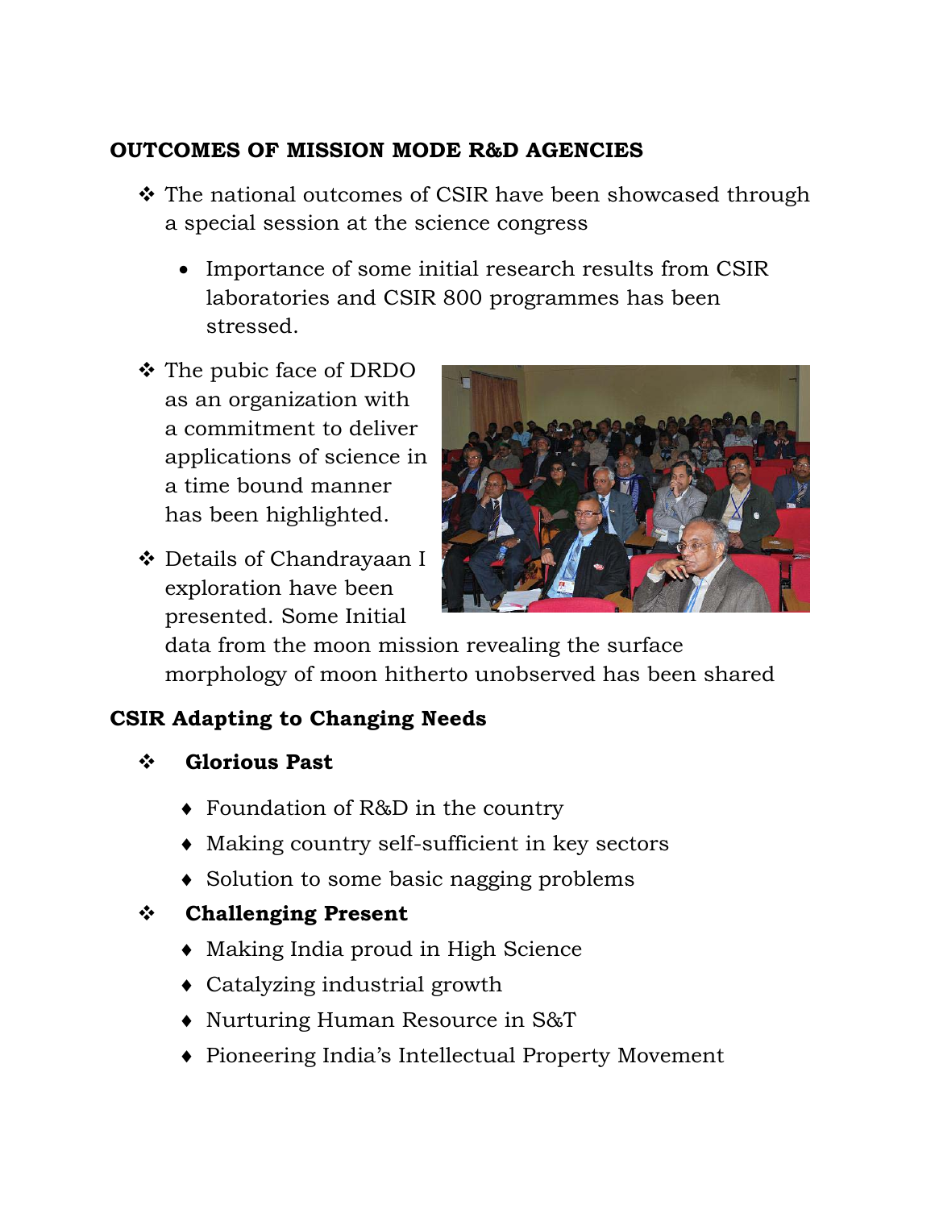**OUTCOMES OF MISSION MODE R&D AGENCIES**

- The national outcomes of CSIR have been showcased through a special session at the science congress
  - Importance of some initial research results from CSIR laboratories and CSIR 800 programmes has been stressed.
- The pubic face of DRDO as an organization with a commitment to deliver applications of science in a time bound manner has been highlighted.
- Details of Chandrayaan I exploration have been presented. Some Initial data from the moon mission revealing the surface morphology of moon hitherto unobserved has been shared

**CSIR Adapting to Changing Needs**

- **Glorious Past**
  - Foundation of R&D in the country
  - Making country self-sufficient in key sectors
  - Solution to some basic nagging problems
- **Challenging Present**
  - Making India proud in High Science
  - Catalyzing industrial growth
  - Nurturing Human Resource in S&T
  - Pioneering India's Intellectual Property Movement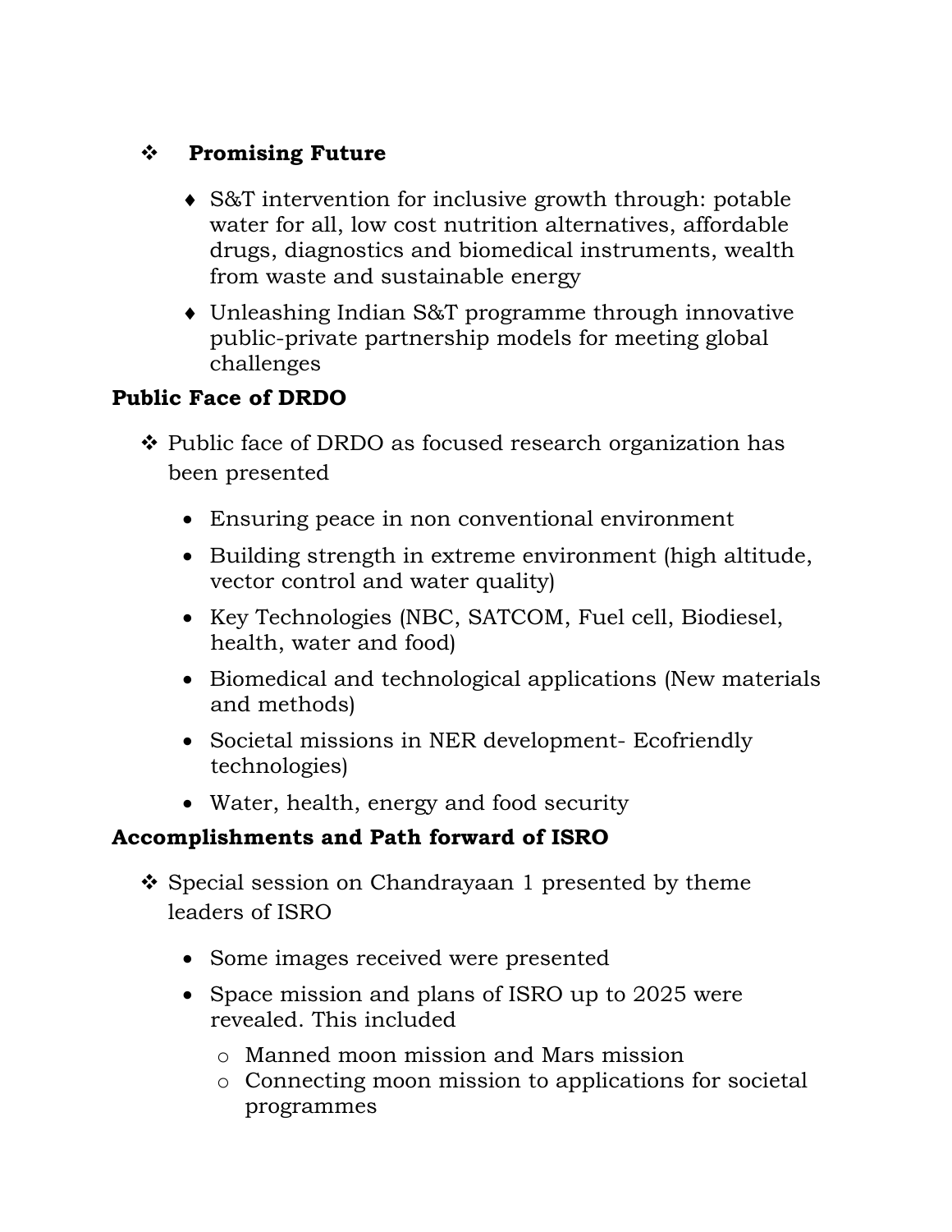- **Promising Future**

  - S&T intervention for inclusive growth through: potable water for all, low cost nutrition alternatives, affordable drugs, diagnostics and biomedical instruments, wealth from waste and sustainable energy
  - Unleashing Indian S&T programme through innovative public-private partnership models for meeting global challenges

**Public Face of DRDO**

- Public face of DRDO as focused research organization has been presented

  - Ensuring peace in non conventional environment
  - Building strength in extreme environment (high altitude, vector control and water quality)
  - Key Technologies (NBC, SATCOM, Fuel cell, Biodiesel, health, water and food)
  - Biomedical and technological applications (New materials and methods)
  - Societal missions in NER development- Ecofriendly technologies)
  - Water, health, energy and food security

**Accomplishments and Path forward of ISRO**

- Special session on Chandrayaan 1 presented by theme leaders of ISRO

  - Some images received were presented
  - Space mission and plans of ISRO up to 2025 were revealed. This included
    - Manned moon mission and Mars mission
    - Connecting moon mission to applications for societal programmes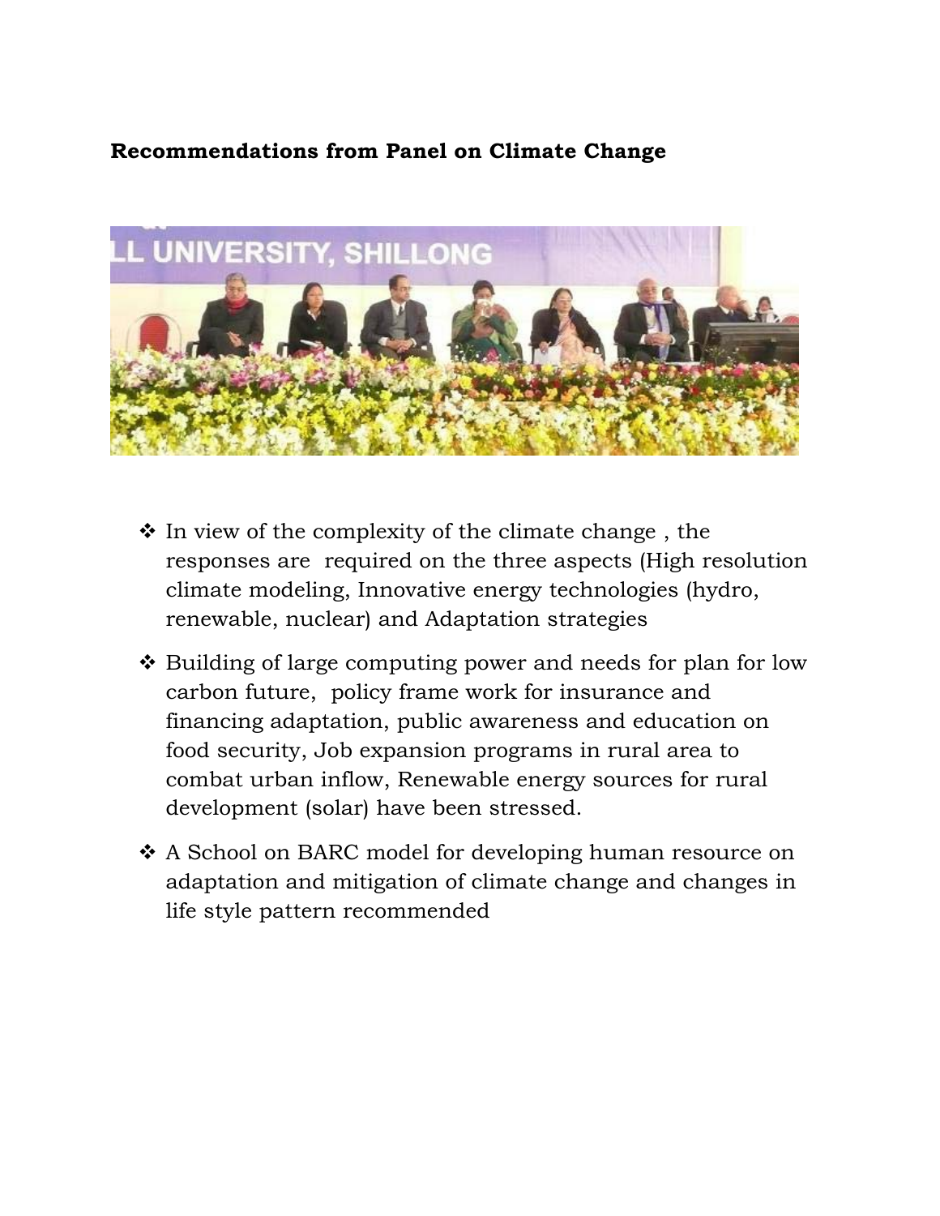**Recommendations from Panel on Climate Change**

- In view of the complexity of the climate change , the responses are required on the three aspects (High resolution climate modeling, Innovative energy technologies (hydro, renewable, nuclear) and Adaptation strategies
- Building of large computing power and needs for plan for low carbon future, policy frame work for insurance and financing adaptation, public awareness and education on food security, Job expansion programs in rural area to combat urban inflow, Renewable energy sources for rural development (solar) have been stressed.
- A School on BARC model for developing human resource on adaptation and mitigation of climate change and changes in life style pattern recommended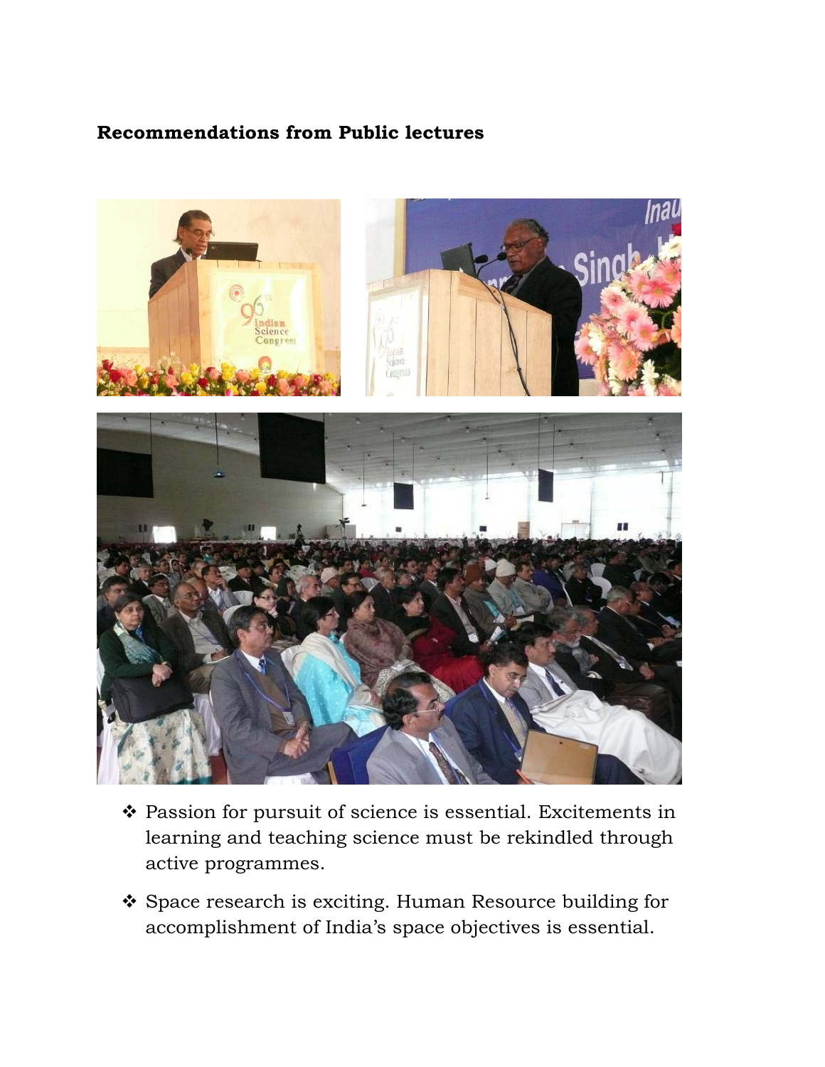**Recommendations from Public lectures**

- Passion for pursuit of science is essential. Excitements in learning and teaching science must be rekindled through active programmes.

- Space research is exciting. Human Resource building for accomplishment of India's space objectives is essential.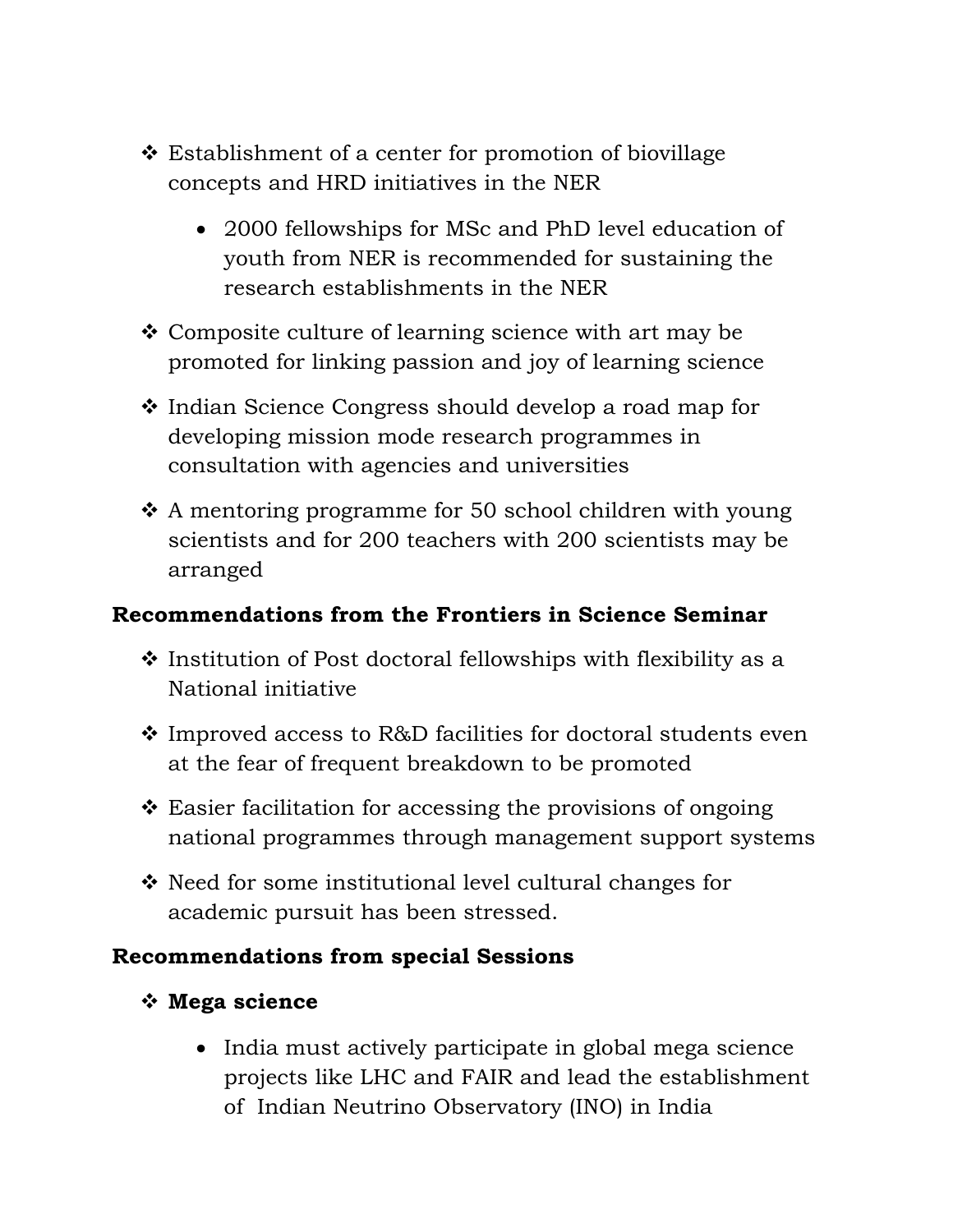- Establishment of a center for promotion of biovillage concepts and HRD initiatives in the NER
    - 2000 fellowships for MSc and PhD level education of youth from NER is recommended for sustaining the research establishments in the NER
- Composite culture of learning science with art may be promoted for linking passion and joy of learning science
- Indian Science Congress should develop a road map for developing mission mode research programmes in consultation with agencies and universities
- A mentoring programme for 50 school children with young scientists and for 200 teachers with 200 scientists may be arranged

**Recommendations from the Frontiers in Science Seminar**

- Institution of Post doctoral fellowships with flexibility as a National initiative
- Improved access to R&D facilities for doctoral students even at the fear of frequent breakdown to be promoted
- Easier facilitation for accessing the provisions of ongoing national programmes through management support systems
- Need for some institutional level cultural changes for academic pursuit has been stressed.

**Recommendations from special Sessions**

- **Mega science**
    - India must actively participate in global mega science projects like LHC and FAIR and lead the establishment of Indian Neutrino Observatory (INO) in India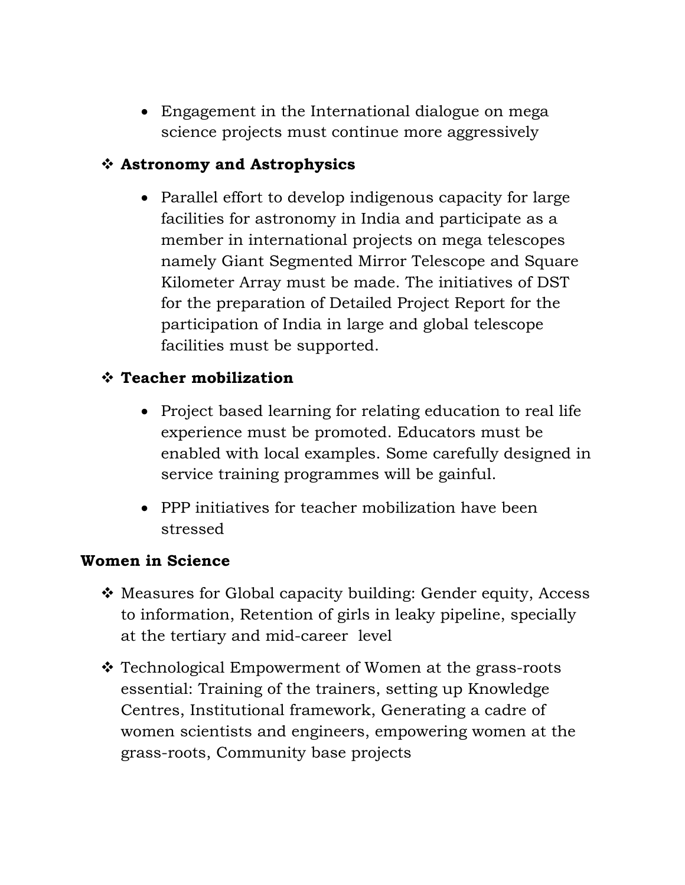- Engagement in the International dialogue on mega science projects must continue more aggressively

❖ **Astronomy and Astrophysics**

  - Parallel effort to develop indigenous capacity for large facilities for astronomy in India and participate as a member in international projects on mega telescopes namely Giant Segmented Mirror Telescope and Square Kilometer Array must be made. The initiatives of DST for the preparation of Detailed Project Report for the participation of India in large and global telescope facilities must be supported.

❖ **Teacher mobilization**

  - Project based learning for relating education to real life experience must be promoted. Educators must be enabled with local examples. Some carefully designed in service training programmes will be gainful.
  - PPP initiatives for teacher mobilization have been stressed

**Women in Science**

❖ Measures for Global capacity building: Gender equity, Access to information, Retention of girls in leaky pipeline, specially at the tertiary and mid-career level

❖ Technological Empowerment of Women at the grass-roots essential: Training of the trainers, setting up Knowledge Centres, Institutional framework, Generating a cadre of women scientists and engineers, empowering women at the grass-roots, Community base projects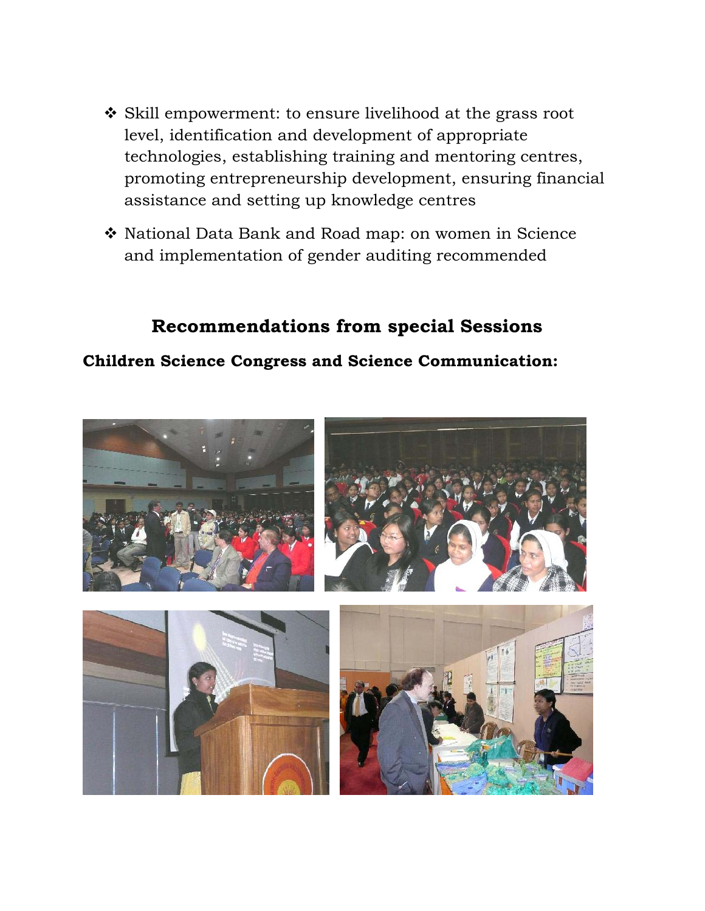- Skill empowerment: to ensure livelihood at the grass root level, identification and development of appropriate technologies, establishing training and mentoring centres, promoting entrepreneurship development, ensuring financial assistance and setting up knowledge centres

- National Data Bank and Road map: on women in Science and implementation of gender auditing recommended

## Recommendations from special Sessions

### Children Science Congress and Science Communication: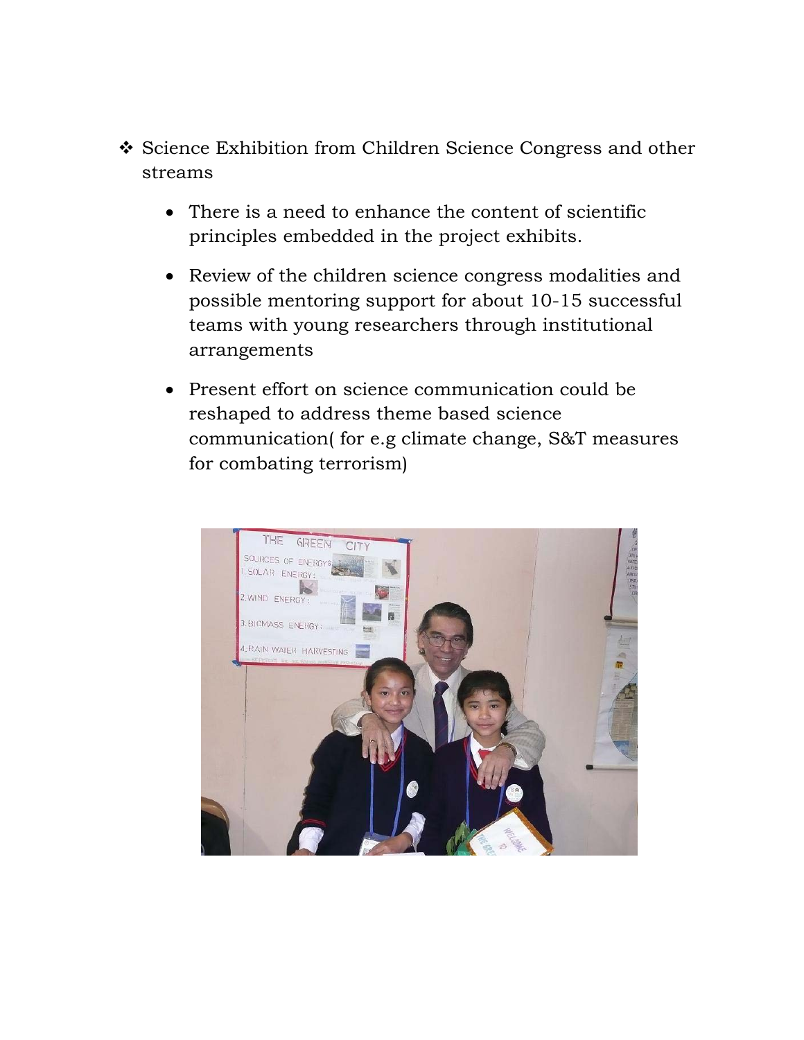- Science Exhibition from Children Science Congress and other streams

  - There is a need to enhance the content of scientific principles embedded in the project exhibits.

  - Review of the children science congress modalities and possible mentoring support for about 10-15 successful teams with young researchers through institutional arrangements

  - Present effort on science communication could be reshaped to address theme based science communication( for e.g climate change, S&T measures for combating terrorism)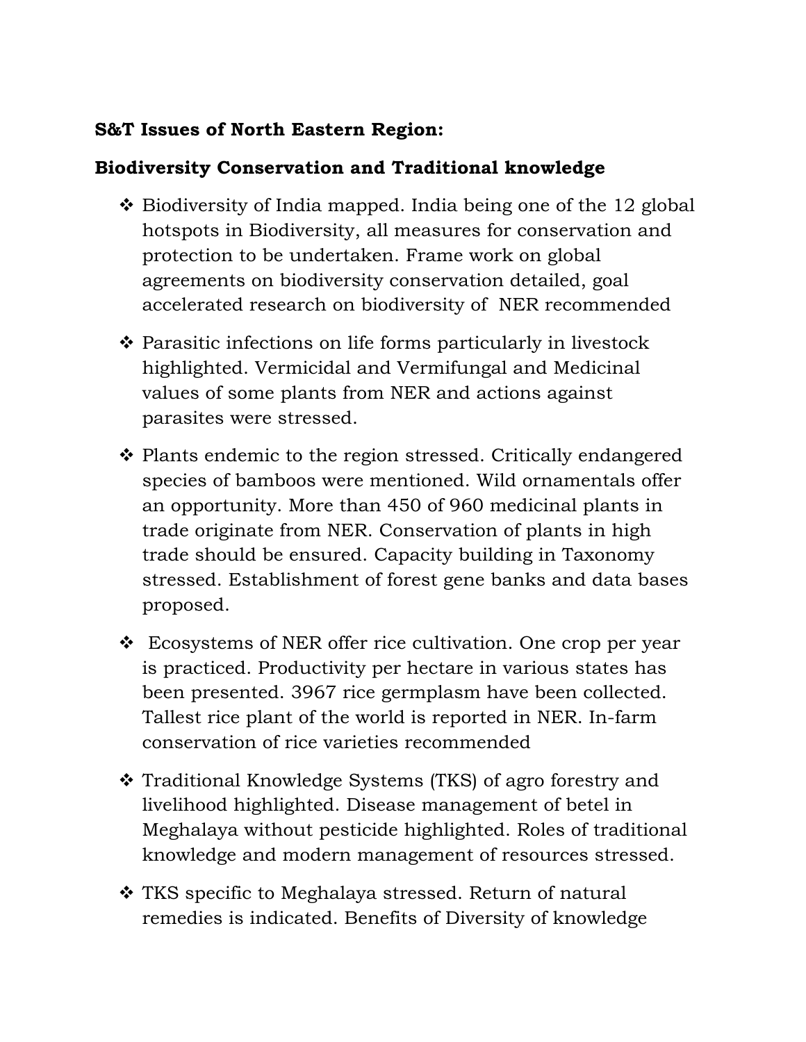**S&T Issues of North Eastern Region:**

**Biodiversity Conservation and Traditional knowledge**

- Biodiversity of India mapped. India being one of the 12 global hotspots in Biodiversity, all measures for conservation and protection to be undertaken. Frame work on global agreements on biodiversity conservation detailed, goal accelerated research on biodiversity of NER recommended

- Parasitic infections on life forms particularly in livestock highlighted. Vermicidal and Vermifungal and Medicinal values of some plants from NER and actions against parasites were stressed.

- Plants endemic to the region stressed. Critically endangered species of bamboos were mentioned. Wild ornamentals offer an opportunity. More than 450 of 960 medicinal plants in trade originate from NER. Conservation of plants in high trade should be ensured. Capacity building in Taxonomy stressed. Establishment of forest gene banks and data bases proposed.

- Ecosystems of NER offer rice cultivation. One crop per year is practiced. Productivity per hectare in various states has been presented. 3967 rice germplasm have been collected. Tallest rice plant of the world is reported in NER. In-farm conservation of rice varieties recommended

- Traditional Knowledge Systems (TKS) of agro forestry and livelihood highlighted. Disease management of betel in Meghalaya without pesticide highlighted. Roles of traditional knowledge and modern management of resources stressed.

- TKS specific to Meghalaya stressed. Return of natural remedies is indicated. Benefits of Diversity of knowledge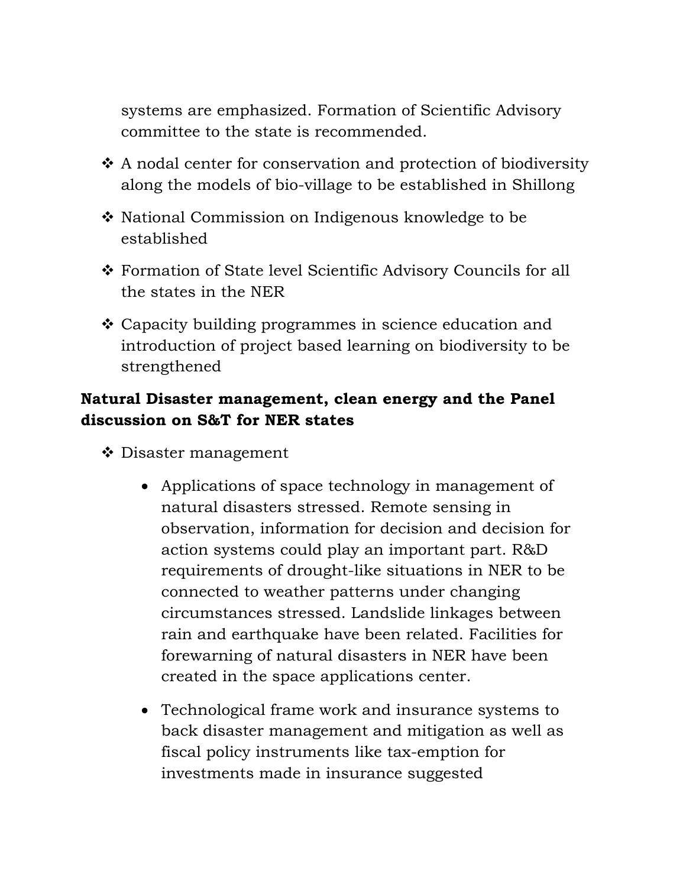systems are emphasized. Formation of Scientific Advisory committee to the state is recommended.

- A nodal center for conservation and protection of biodiversity along the models of bio-village to be established in Shillong
- National Commission on Indigenous knowledge to be established
- Formation of State level Scientific Advisory Councils for all the states in the NER
- Capacity building programmes in science education and introduction of project based learning on biodiversity to be strengthened

**Natural Disaster management, clean energy and the Panel discussion on S&T for NER states**

- Disaster management
    - Applications of space technology in management of natural disasters stressed. Remote sensing in observation, information for decision and decision for action systems could play an important part. R&D requirements of drought-like situations in NER to be connected to weather patterns under changing circumstances stressed. Landslide linkages between rain and earthquake have been related. Facilities for forewarning of natural disasters in NER have been created in the space applications center.
    - Technological frame work and insurance systems to back disaster management and mitigation as well as fiscal policy instruments like tax-emption for investments made in insurance suggested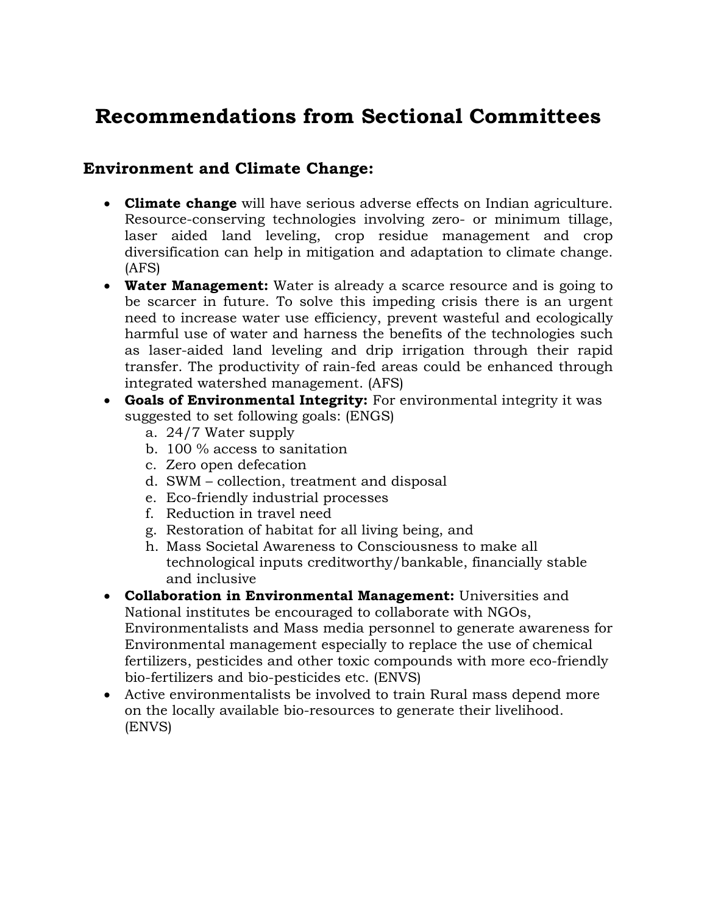# Recommendations from Sectional Committees

## Environment and Climate Change:

- **Climate change** will have serious adverse effects on Indian agriculture. Resource-conserving technologies involving zero- or minimum tillage, laser aided land leveling, crop residue management and crop diversification can help in mitigation and adaptation to climate change. (AFS)
- **Water Management:** Water is already a scarce resource and is going to be scarcer in future. To solve this impeding crisis there is an urgent need to increase water use efficiency, prevent wasteful and ecologically harmful use of water and harness the benefits of the technologies such as laser-aided land leveling and drip irrigation through their rapid transfer. The productivity of rain-fed areas could be enhanced through integrated watershed management. (AFS)
- **Goals of Environmental Integrity:** For environmental integrity it was suggested to set following goals: (ENGS)
    a. 24/7 Water supply
    b. 100 % access to sanitation
    c. Zero open defecation
    d. SWM – collection, treatment and disposal
    e. Eco-friendly industrial processes
    f. Reduction in travel need
    g. Restoration of habitat for all living being, and
    h. Mass Societal Awareness to Consciousness to make all technological inputs creditworthy/bankable, financially stable and inclusive
- **Collaboration in Environmental Management:** Universities and National institutes be encouraged to collaborate with NGOs, Environmentalists and Mass media personnel to generate awareness for Environmental management especially to replace the use of chemical fertilizers, pesticides and other toxic compounds with more eco-friendly bio-fertilizers and bio-pesticides etc. (ENVS)
- Active environmentalists be involved to train Rural mass depend more on the locally available bio-resources to generate their livelihood. (ENVS)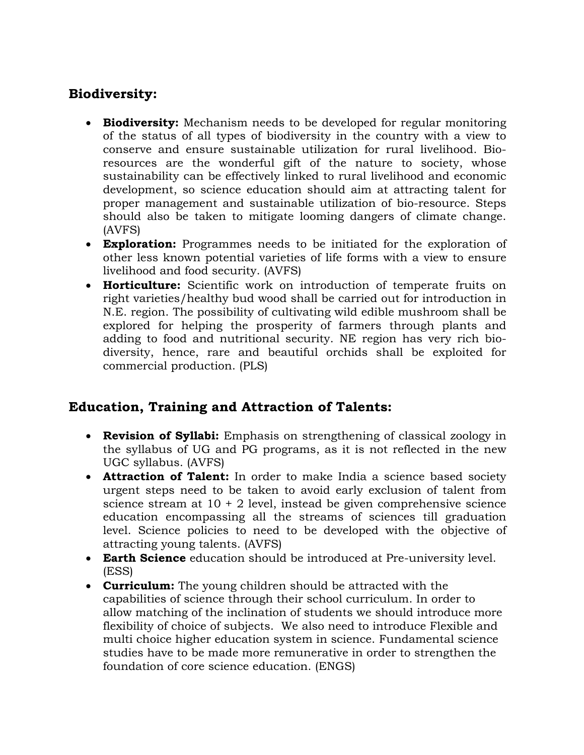## Biodiversity:

- **Biodiversity:** Mechanism needs to be developed for regular monitoring of the status of all types of biodiversity in the country with a view to conserve and ensure sustainable utilization for rural livelihood. Bio-resources are the wonderful gift of the nature to society, whose sustainability can be effectively linked to rural livelihood and economic development, so science education should aim at attracting talent for proper management and sustainable utilization of bio-resource. Steps should also be taken to mitigate looming dangers of climate change. (AVFS)
- **Exploration:** Programmes needs to be initiated for the exploration of other less known potential varieties of life forms with a view to ensure livelihood and food security. (AVFS)
- **Horticulture:** Scientific work on introduction of temperate fruits on right varieties/healthy bud wood shall be carried out for introduction in N.E. region. The possibility of cultivating wild edible mushroom shall be explored for helping the prosperity of farmers through plants and adding to food and nutritional security. NE region has very rich bio-diversity, hence, rare and beautiful orchids shall be exploited for commercial production. (PLS)

## Education, Training and Attraction of Talents:

- **Revision of Syllabi:** Emphasis on strengthening of classical zoology in the syllabus of UG and PG programs, as it is not reflected in the new UGC syllabus. (AVFS)
- **Attraction of Talent:** In order to make India a science based society urgent steps need to be taken to avoid early exclusion of talent from science stream at 10 + 2 level, instead be given comprehensive science education encompassing all the streams of sciences till graduation level. Science policies to need to be developed with the objective of attracting young talents. (AVFS)
- **Earth Science** education should be introduced at Pre-university level. (ESS)
- **Curriculum:** The young children should be attracted with the capabilities of science through their school curriculum. In order to allow matching of the inclination of students we should introduce more flexibility of choice of subjects. We also need to introduce Flexible and multi choice higher education system in science. Fundamental science studies have to be made more remunerative in order to strengthen the foundation of core science education. (ENGS)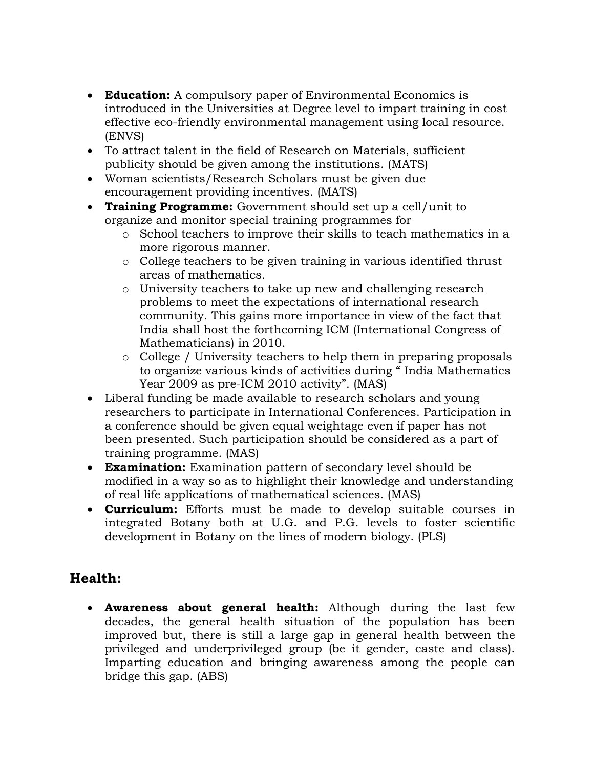- **Education:** A compulsory paper of Environmental Economics is introduced in the Universities at Degree level to impart training in cost effective eco-friendly environmental management using local resource. (ENVS)
- To attract talent in the field of Research on Materials, sufficient publicity should be given among the institutions. (MATS)
- Woman scientists/Research Scholars must be given due encouragement providing incentives. (MATS)
- **Training Programme:** Government should set up a cell/unit to organize and monitor special training programmes for
    - School teachers to improve their skills to teach mathematics in a more rigorous manner.
    - College teachers to be given training in various identified thrust areas of mathematics.
    - University teachers to take up new and challenging research problems to meet the expectations of international research community. This gains more importance in view of the fact that India shall host the forthcoming ICM (International Congress of Mathematicians) in 2010.
    - College / University teachers to help them in preparing proposals to organize various kinds of activities during " India Mathematics Year 2009 as pre-ICM 2010 activity". (MAS)
- Liberal funding be made available to research scholars and young researchers to participate in International Conferences. Participation in a conference should be given equal weightage even if paper has not been presented. Such participation should be considered as a part of training programme. (MAS)
- **Examination:** Examination pattern of secondary level should be modified in a way so as to highlight their knowledge and understanding of real life applications of mathematical sciences. (MAS)
- **Curriculum:** Efforts must be made to develop suitable courses in integrated Botany both at U.G. and P.G. levels to foster scientific development in Botany on the lines of modern biology. (PLS)

## Health:

- **Awareness about general health:** Although during the last few decades, the general health situation of the population has been improved but, there is still a large gap in general health between the privileged and underprivileged group (be it gender, caste and class). Imparting education and bringing awareness among the people can bridge this gap. (ABS)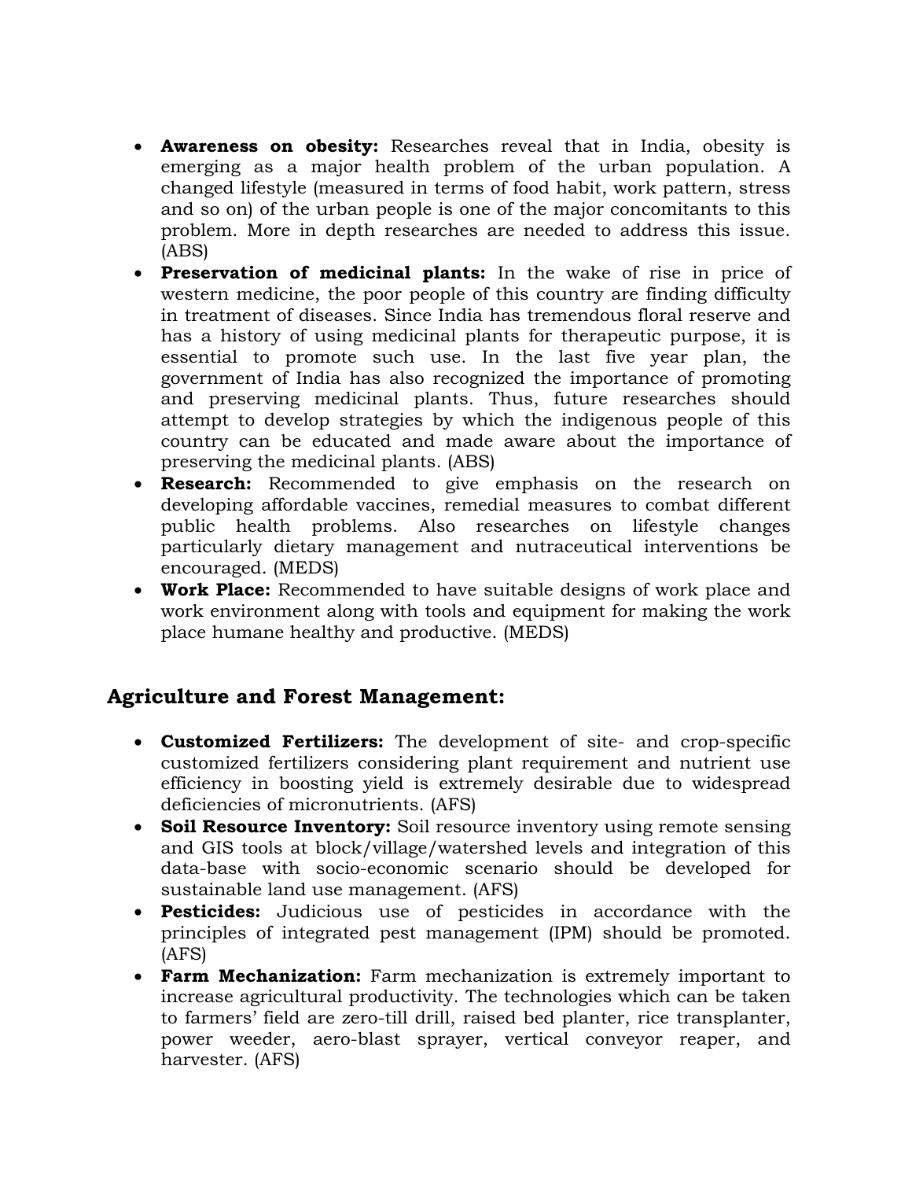- **Awareness on obesity:** Researches reveal that in India, obesity is emerging as a major health problem of the urban population. A changed lifestyle (measured in terms of food habit, work pattern, stress and so on) of the urban people is one of the major concomitants to this problem. More in depth researches are needed to address this issue. (ABS)
- **Preservation of medicinal plants:** In the wake of rise in price of western medicine, the poor people of this country are finding difficulty in treatment of diseases. Since India has tremendous floral reserve and has a history of using medicinal plants for therapeutic purpose, it is essential to promote such use. In the last five year plan, the government of India has also recognized the importance of promoting and preserving medicinal plants. Thus, future researches should attempt to develop strategies by which the indigenous people of this country can be educated and made aware about the importance of preserving the medicinal plants. (ABS)
- **Research:** Recommended to give emphasis on the research on developing affordable vaccines, remedial measures to combat different public health problems. Also researches on lifestyle changes particularly dietary management and nutraceutical interventions be encouraged. (MEDS)
- **Work Place:** Recommended to have suitable designs of work place and work environment along with tools and equipment for making the work place humane healthy and productive. (MEDS)

## Agriculture and Forest Management:

- **Customized Fertilizers:** The development of site- and crop-specific customized fertilizers considering plant requirement and nutrient use efficiency in boosting yield is extremely desirable due to widespread deficiencies of micronutrients. (AFS)
- **Soil Resource Inventory:** Soil resource inventory using remote sensing and GIS tools at block/village/watershed levels and integration of this data-base with socio-economic scenario should be developed for sustainable land use management. (AFS)
- **Pesticides:** Judicious use of pesticides in accordance with the principles of integrated pest management (IPM) should be promoted. (AFS)
- **Farm Mechanization:** Farm mechanization is extremely important to increase agricultural productivity. The technologies which can be taken to farmers' field are zero-till drill, raised bed planter, rice transplanter, power weeder, aero-blast sprayer, vertical conveyor reaper, and harvester. (AFS)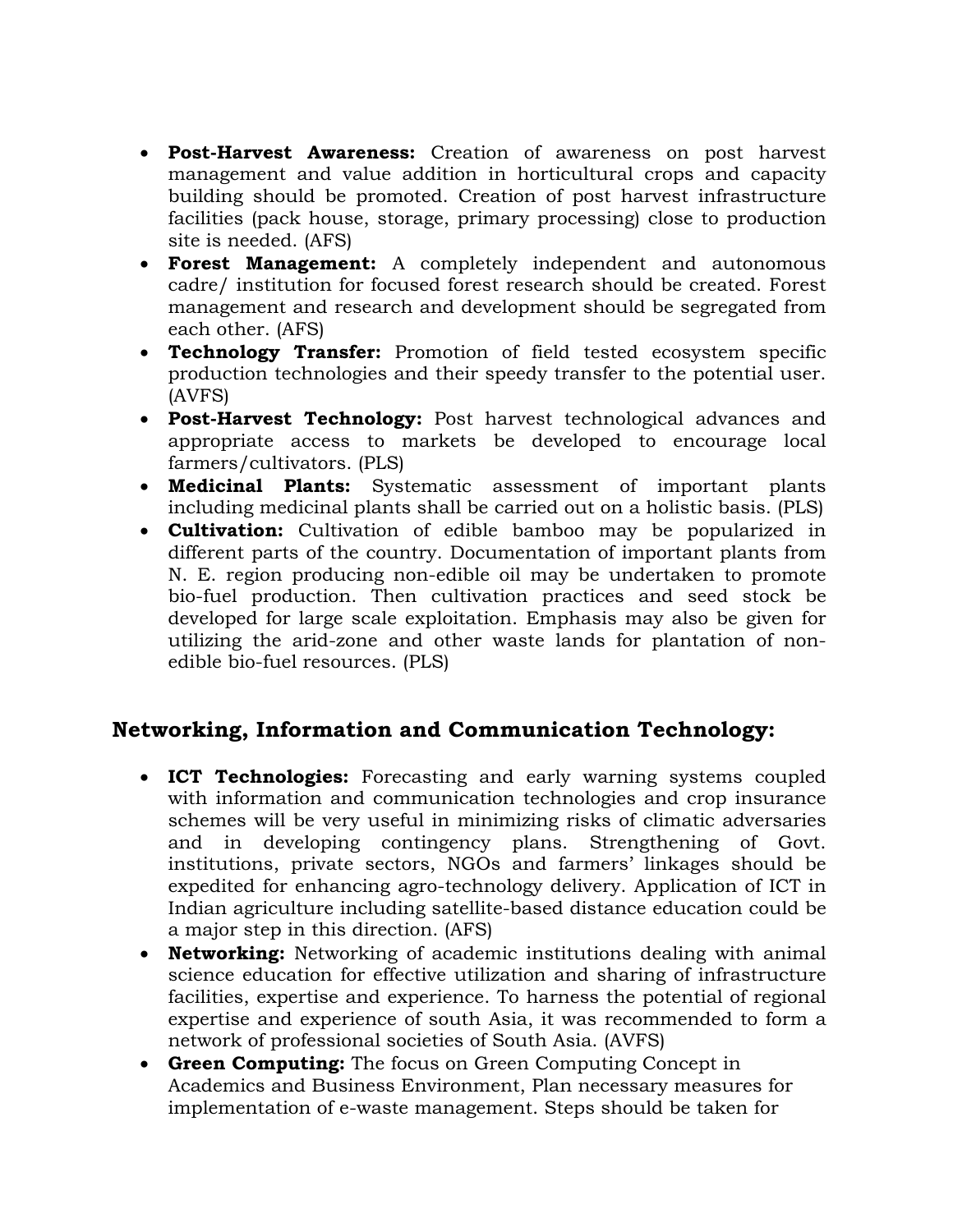- **Post-Harvest Awareness:** Creation of awareness on post harvest management and value addition in horticultural crops and capacity building should be promoted. Creation of post harvest infrastructure facilities (pack house, storage, primary processing) close to production site is needed. (AFS)
- **Forest Management:** A completely independent and autonomous cadre/ institution for focused forest research should be created. Forest management and research and development should be segregated from each other. (AFS)
- **Technology Transfer:** Promotion of field tested ecosystem specific production technologies and their speedy transfer to the potential user. (AVFS)
- **Post-Harvest Technology:** Post harvest technological advances and appropriate access to markets be developed to encourage local farmers/cultivators. (PLS)
- **Medicinal Plants:** Systematic assessment of important plants including medicinal plants shall be carried out on a holistic basis. (PLS)
- **Cultivation:** Cultivation of edible bamboo may be popularized in different parts of the country. Documentation of important plants from N. E. region producing non-edible oil may be undertaken to promote bio-fuel production. Then cultivation practices and seed stock be developed for large scale exploitation. Emphasis may also be given for utilizing the arid-zone and other waste lands for plantation of non-edible bio-fuel resources. (PLS)

## Networking, Information and Communication Technology:

- **ICT Technologies:** Forecasting and early warning systems coupled with information and communication technologies and crop insurance schemes will be very useful in minimizing risks of climatic adversaries and in developing contingency plans. Strengthening of Govt. institutions, private sectors, NGOs and farmers' linkages should be expedited for enhancing agro-technology delivery. Application of ICT in Indian agriculture including satellite-based distance education could be a major step in this direction. (AFS)
- **Networking:** Networking of academic institutions dealing with animal science education for effective utilization and sharing of infrastructure facilities, expertise and experience. To harness the potential of regional expertise and experience of south Asia, it was recommended to form a network of professional societies of South Asia. (AVFS)
- **Green Computing:** The focus on Green Computing Concept in Academics and Business Environment, Plan necessary measures for implementation of e-waste management. Steps should be taken for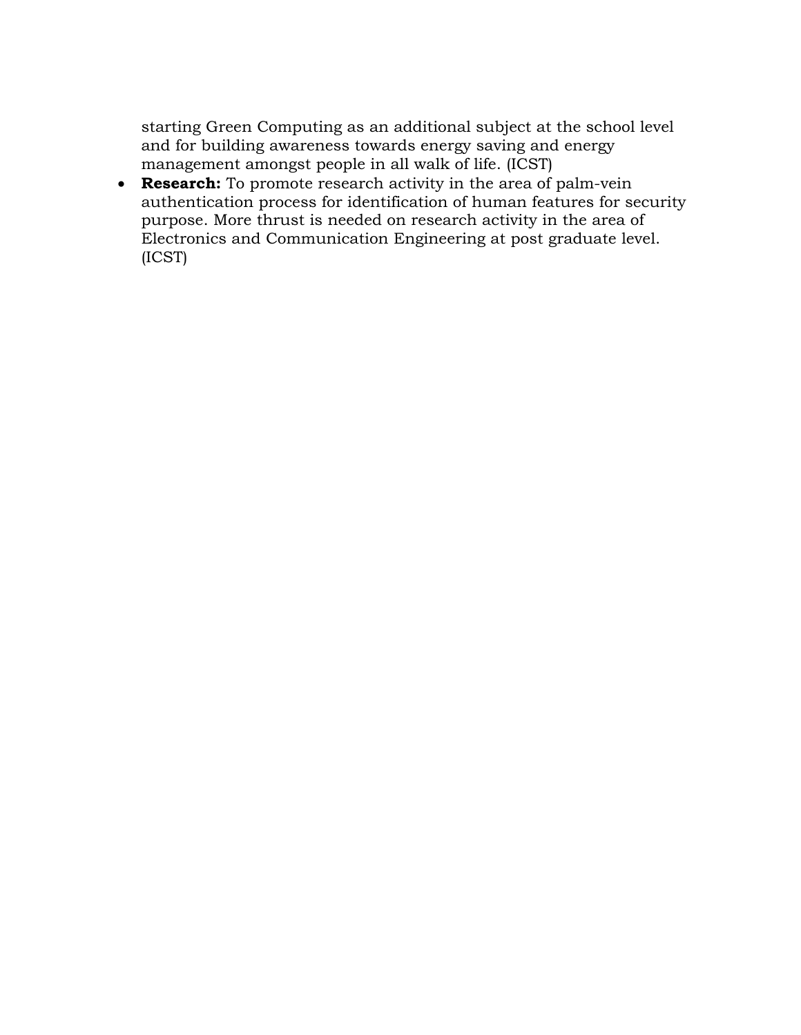starting Green Computing as an additional subject at the school level and for building awareness towards energy saving and energy management amongst people in all walk of life. (ICST)

- **Research:** To promote research activity in the area of palm-vein authentication process for identification of human features for security purpose. More thrust is needed on research activity in the area of Electronics and Communication Engineering at post graduate level. (ICST)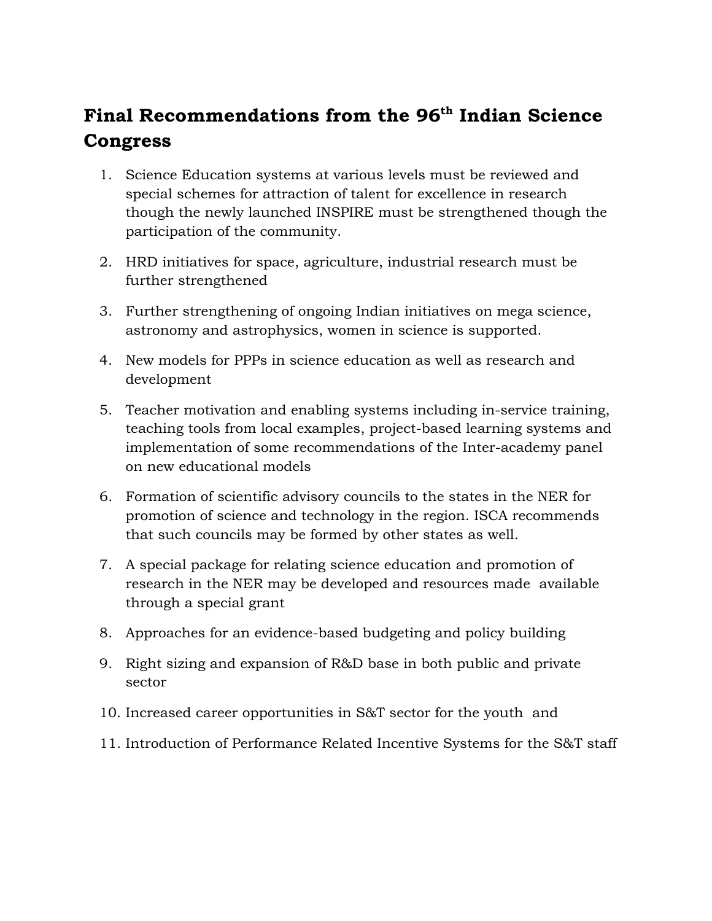## Final Recommendations from the 96th Indian Science Congress

1. Science Education systems at various levels must be reviewed and special schemes for attraction of talent for excellence in research though the newly launched INSPIRE must be strengthened though the participation of the community.
2. HRD initiatives for space, agriculture, industrial research must be further strengthened
3. Further strengthening of ongoing Indian initiatives on mega science, astronomy and astrophysics, women in science is supported.
4. New models for PPPs in science education as well as research and development
5. Teacher motivation and enabling systems including in-service training, teaching tools from local examples, project-based learning systems and implementation of some recommendations of the Inter-academy panel on new educational models
6. Formation of scientific advisory councils to the states in the NER for promotion of science and technology in the region. ISCA recommends that such councils may be formed by other states as well.
7. A special package for relating science education and promotion of research in the NER may be developed and resources made available through a special grant
8. Approaches for an evidence-based budgeting and policy building
9. Right sizing and expansion of R&D base in both public and private sector
10. Increased career opportunities in S&T sector for the youth and
11. Introduction of Performance Related Incentive Systems for the S&T staff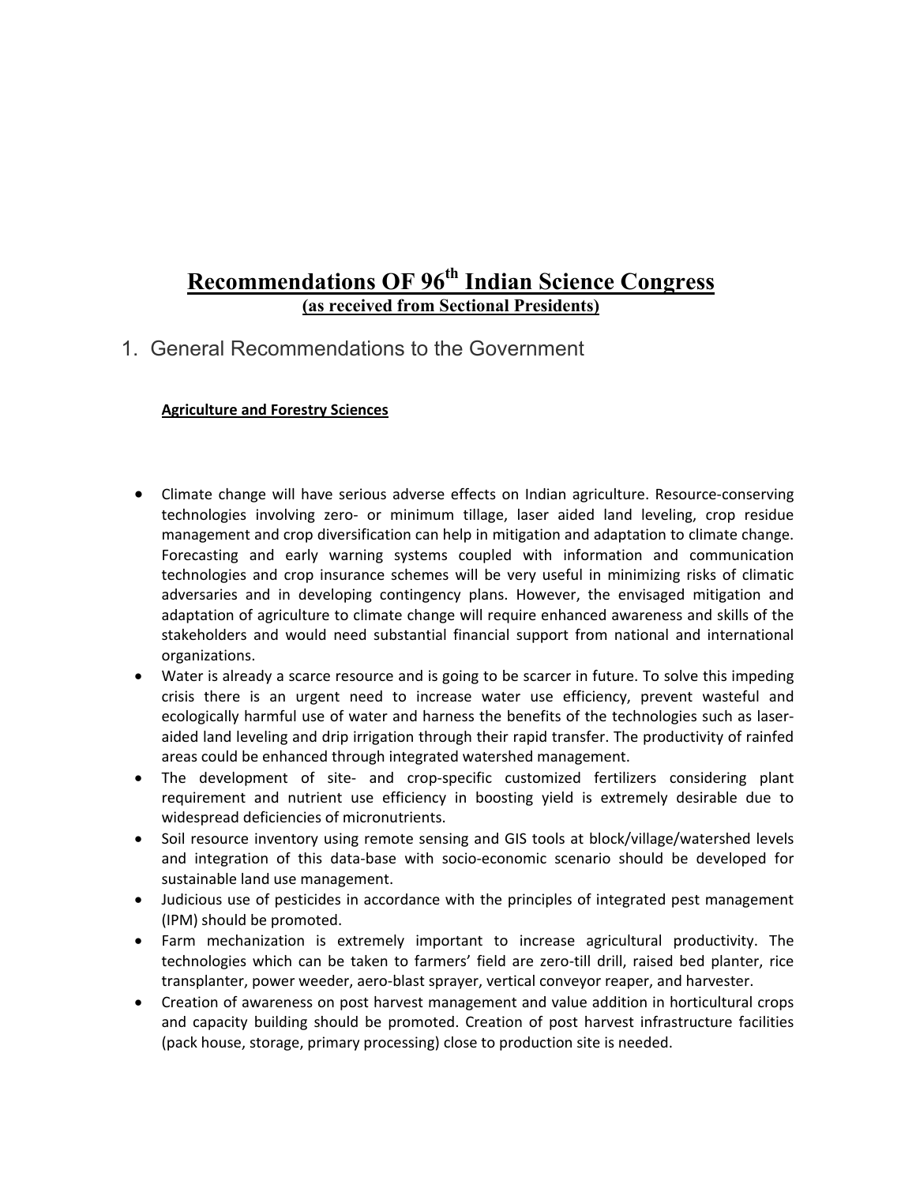# Recommendations OF 96th Indian Science Congress

**(as received from Sectional Presidents)**

## 1. General Recommendations to the Government

### Agriculture and Forestry Sciences

- Climate change will have serious adverse effects on Indian agriculture. Resource-conserving technologies involving zero- or minimum tillage, laser aided land leveling, crop residue management and crop diversification can help in mitigation and adaptation to climate change. Forecasting and early warning systems coupled with information and communication technologies and crop insurance schemes will be very useful in minimizing risks of climatic adversaries and in developing contingency plans. However, the envisaged mitigation and adaptation of agriculture to climate change will require enhanced awareness and skills of the stakeholders and would need substantial financial support from national and international organizations.
- Water is already a scarce resource and is going to be scarcer in future. To solve this impeding crisis there is an urgent need to increase water use efficiency, prevent wasteful and ecologically harmful use of water and harness the benefits of the technologies such as laser-aided land leveling and drip irrigation through their rapid transfer. The productivity of rainfed areas could be enhanced through integrated watershed management.
- The development of site- and crop-specific customized fertilizers considering plant requirement and nutrient use efficiency in boosting yield is extremely desirable due to widespread deficiencies of micronutrients.
- Soil resource inventory using remote sensing and GIS tools at block/village/watershed levels and integration of this data-base with socio-economic scenario should be developed for sustainable land use management.
- Judicious use of pesticides in accordance with the principles of integrated pest management (IPM) should be promoted.
- Farm mechanization is extremely important to increase agricultural productivity. The technologies which can be taken to farmers' field are zero-till drill, raised bed planter, rice transplanter, power weeder, aero-blast sprayer, vertical conveyor reaper, and harvester.
- Creation of awareness on post harvest management and value addition in horticultural crops and capacity building should be promoted. Creation of post harvest infrastructure facilities (pack house, storage, primary processing) close to production site is needed.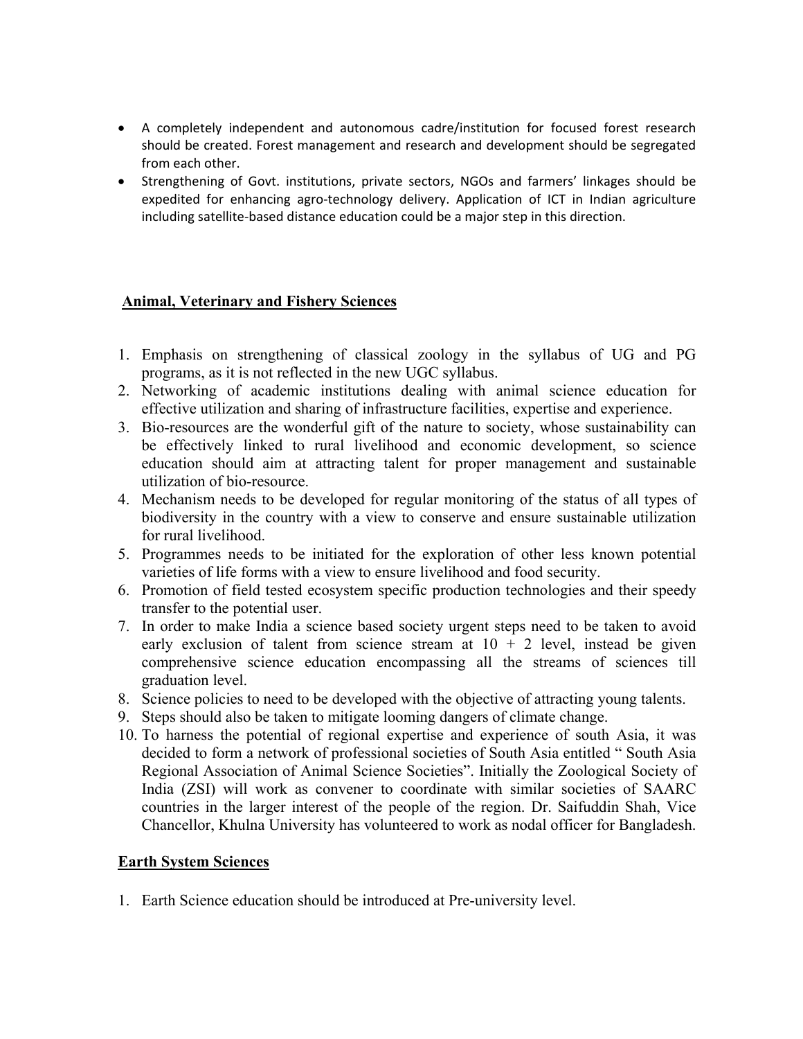- A completely independent and autonomous cadre/institution for focused forest research should be created. Forest management and research and development should be segregated from each other.
- Strengthening of Govt. institutions, private sectors, NGOs and farmers' linkages should be expedited for enhancing agro-technology delivery. Application of ICT in Indian agriculture including satellite-based distance education could be a major step in this direction.

## Animal, Veterinary and Fishery Sciences

1. Emphasis on strengthening of classical zoology in the syllabus of UG and PG programs, as it is not reflected in the new UGC syllabus.
2. Networking of academic institutions dealing with animal science education for effective utilization and sharing of infrastructure facilities, expertise and experience.
3. Bio-resources are the wonderful gift of the nature to society, whose sustainability can be effectively linked to rural livelihood and economic development, so science education should aim at attracting talent for proper management and sustainable utilization of bio-resource.
4. Mechanism needs to be developed for regular monitoring of the status of all types of biodiversity in the country with a view to conserve and ensure sustainable utilization for rural livelihood.
5. Programmes needs to be initiated for the exploration of other less known potential varieties of life forms with a view to ensure livelihood and food security.
6. Promotion of field tested ecosystem specific production technologies and their speedy transfer to the potential user.
7. In order to make India a science based society urgent steps need to be taken to avoid early exclusion of talent from science stream at 10 + 2 level, instead be given comprehensive science education encompassing all the streams of sciences till graduation level.
8. Science policies to need to be developed with the objective of attracting young talents.
9. Steps should also be taken to mitigate looming dangers of climate change.
10. To harness the potential of regional expertise and experience of south Asia, it was decided to form a network of professional societies of South Asia entitled " South Asia Regional Association of Animal Science Societies". Initially the Zoological Society of India (ZSI) will work as convener to coordinate with similar societies of SAARC countries in the larger interest of the people of the region. Dr. Saifuddin Shah, Vice Chancellor, Khulna University has volunteered to work as nodal officer for Bangladesh.

## Earth System Sciences

1. Earth Science education should be introduced at Pre-university level.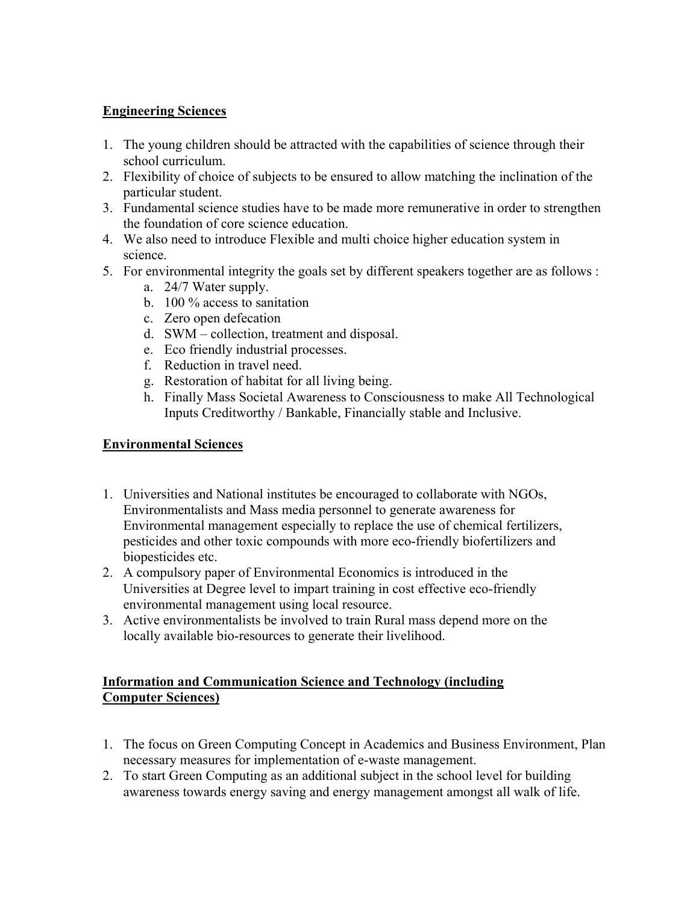**Engineering Sciences**

1. The young children should be attracted with the capabilities of science through their school curriculum.
2. Flexibility of choice of subjects to be ensured to allow matching the inclination of the particular student.
3. Fundamental science studies have to be made more remunerative in order to strengthen the foundation of core science education.
4. We also need to introduce Flexible and multi choice higher education system in science.
5. For environmental integrity the goals set by different speakers together are as follows :
    a. 24/7 Water supply.
    b. 100 % access to sanitation
    c. Zero open defecation
    d. SWM – collection, treatment and disposal.
    e. Eco friendly industrial processes.
    f. Reduction in travel need.
    g. Restoration of habitat for all living being.
    h. Finally Mass Societal Awareness to Consciousness to make All Technological Inputs Creditworthy / Bankable, Financially stable and Inclusive.

**Environmental Sciences**

1. Universities and National institutes be encouraged to collaborate with NGOs, Environmentalists and Mass media personnel to generate awareness for Environmental management especially to replace the use of chemical fertilizers, pesticides and other toxic compounds with more eco-friendly biofertilizers and biopesticides etc.
2. A compulsory paper of Environmental Economics is introduced in the Universities at Degree level to impart training in cost effective eco-friendly environmental management using local resource.
3. Active environmentalists be involved to train Rural mass depend more on the locally available bio-resources to generate their livelihood.

**Information and Communication Science and Technology (including Computer Sciences)**

1. The focus on Green Computing Concept in Academics and Business Environment, Plan necessary measures for implementation of e-waste management.
2. To start Green Computing as an additional subject in the school level for building awareness towards energy saving and energy management amongst all walk of life.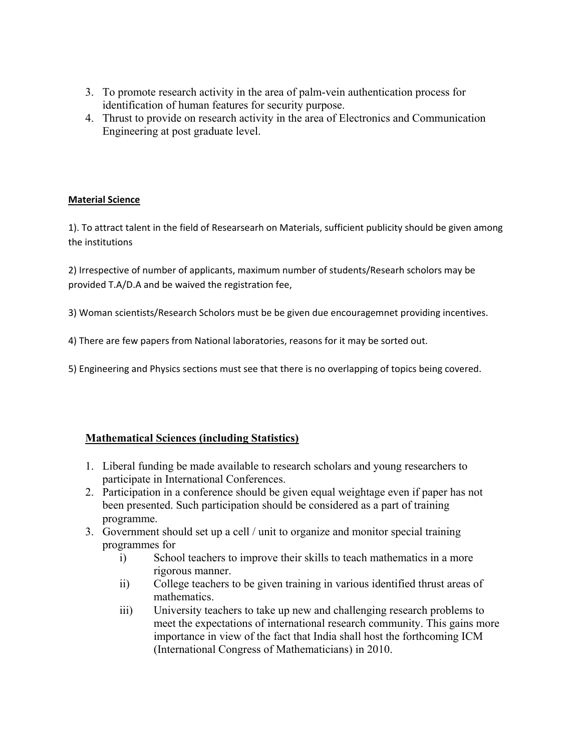3. To promote research activity in the area of palm-vein authentication process for identification of human features for security purpose.
4. Thrust to provide on research activity in the area of Electronics and Communication Engineering at post graduate level.

**Material Science**

1). To attract talent in the field of Researsearh on Materials, sufficient publicity should be given among the institutions

2) Irrespective of number of applicants, maximum number of students/Researh scholors may be provided T.A/D.A and be waived the registration fee,

3) Woman scientists/Research Scholors must be be given due encouragemnet providing incentives.

4) There are few papers from National laboratories, reasons for it may be sorted out.

5) Engineering and Physics sections must see that there is no overlapping of topics being covered.

## Mathematical Sciences (including Statistics)

1. Liberal funding be made available to research scholars and young researchers to participate in International Conferences.
2. Participation in a conference should be given equal weightage even if paper has not been presented. Such participation should be considered as a part of training programme.
3. Government should set up a cell / unit to organize and monitor special training programmes for
    i) School teachers to improve their skills to teach mathematics in a more rigorous manner.
    ii) College teachers to be given training in various identified thrust areas of mathematics.
    iii) University teachers to take up new and challenging research problems to meet the expectations of international research community. This gains more importance in view of the fact that India shall host the forthcoming ICM (International Congress of Mathematicians) in 2010.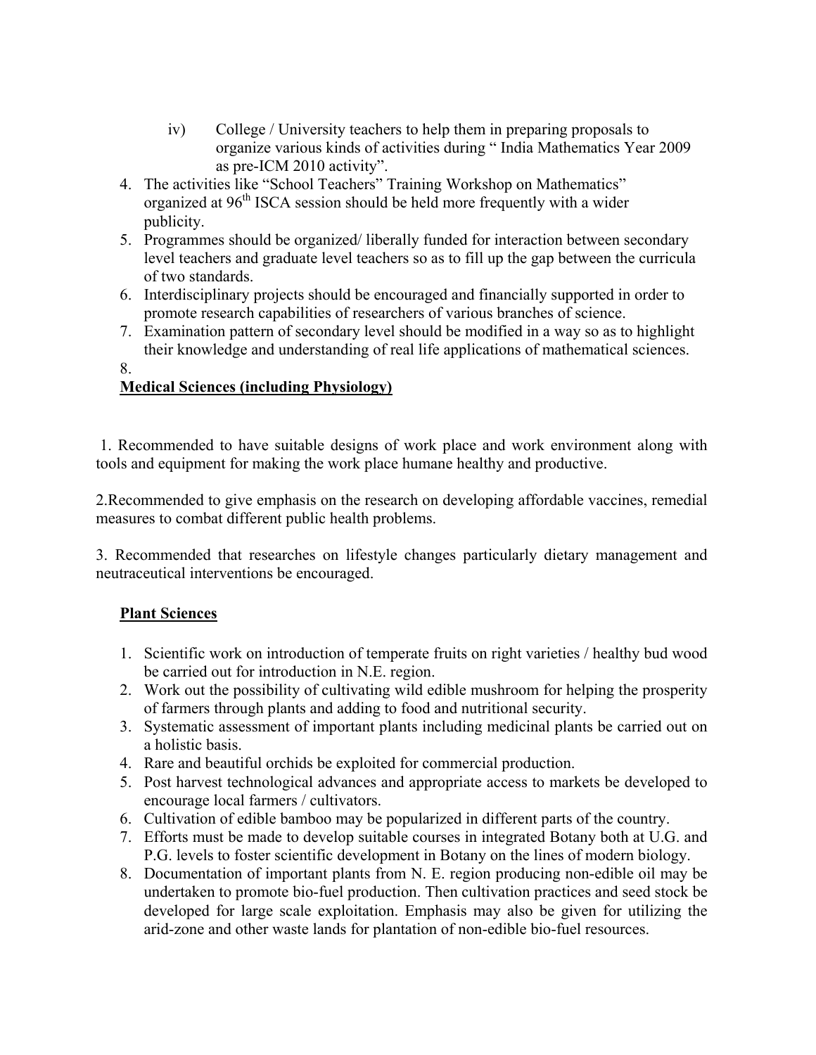iv) College / University teachers to help them in preparing proposals to organize various kinds of activities during " India Mathematics Year 2009 as pre-ICM 2010 activity".

4. The activities like "School Teachers" Training Workshop on Mathematics" organized at 96th ISCA session should be held more frequently with a wider publicity.
5. Programmes should be organized/ liberally funded for interaction between secondary level teachers and graduate level teachers so as to fill up the gap between the curricula of two standards.
6. Interdisciplinary projects should be encouraged and financially supported in order to promote research capabilities of researchers of various branches of science.
7. Examination pattern of secondary level should be modified in a way so as to highlight their knowledge and understanding of real life applications of mathematical sciences.
8.

**Medical Sciences (including Physiology)**

1. Recommended to have suitable designs of work place and work environment along with tools and equipment for making the work place humane healthy and productive.

2.Recommended to give emphasis on the research on developing affordable vaccines, remedial measures to combat different public health problems.

3. Recommended that researches on lifestyle changes particularly dietary management and neutraceutical interventions be encouraged.

**Plant Sciences**

1. Scientific work on introduction of temperate fruits on right varieties / healthy bud wood be carried out for introduction in N.E. region.
2. Work out the possibility of cultivating wild edible mushroom for helping the prosperity of farmers through plants and adding to food and nutritional security.
3. Systematic assessment of important plants including medicinal plants be carried out on a holistic basis.
4. Rare and beautiful orchids be exploited for commercial production.
5. Post harvest technological advances and appropriate access to markets be developed to encourage local farmers / cultivators.
6. Cultivation of edible bamboo may be popularized in different parts of the country.
7. Efforts must be made to develop suitable courses in integrated Botany both at U.G. and P.G. levels to foster scientific development in Botany on the lines of modern biology.
8. Documentation of important plants from N. E. region producing non-edible oil may be undertaken to promote bio-fuel production. Then cultivation practices and seed stock be developed for large scale exploitation. Emphasis may also be given for utilizing the arid-zone and other waste lands for plantation of non-edible bio-fuel resources.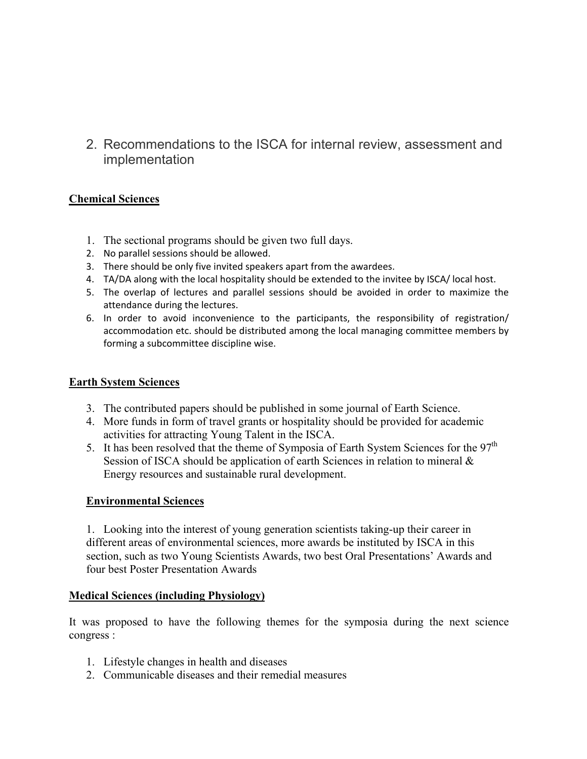## 2. Recommendations to the ISCA for internal review, assessment and implementation

**Chemical Sciences**

1. The sectional programs should be given two full days.
2. No parallel sessions should be allowed.
3. There should be only five invited speakers apart from the awardees.
4. TA/DA along with the local hospitality should be extended to the invitee by ISCA/ local host.
5. The overlap of lectures and parallel sessions should be avoided in order to maximize the attendance during the lectures.
6. In order to avoid inconvenience to the participants, the responsibility of registration/ accommodation etc. should be distributed among the local managing committee members by forming a subcommittee discipline wise.

**Earth System Sciences**

3. The contributed papers should be published in some journal of Earth Science.
4. More funds in form of travel grants or hospitality should be provided for academic activities for attracting Young Talent in the ISCA.
5. It has been resolved that the theme of Symposia of Earth System Sciences for the 97th Session of ISCA should be application of earth Sciences in relation to mineral & Energy resources and sustainable rural development.

**Environmental Sciences**

1. Looking into the interest of young generation scientists taking-up their career in different areas of environmental sciences, more awards be instituted by ISCA in this section, such as two Young Scientists Awards, two best Oral Presentations' Awards and four best Poster Presentation Awards

**Medical Sciences (including Physiology)**

It was proposed to have the following themes for the symposia during the next science congress :

1. Lifestyle changes in health and diseases
2. Communicable diseases and their remedial measures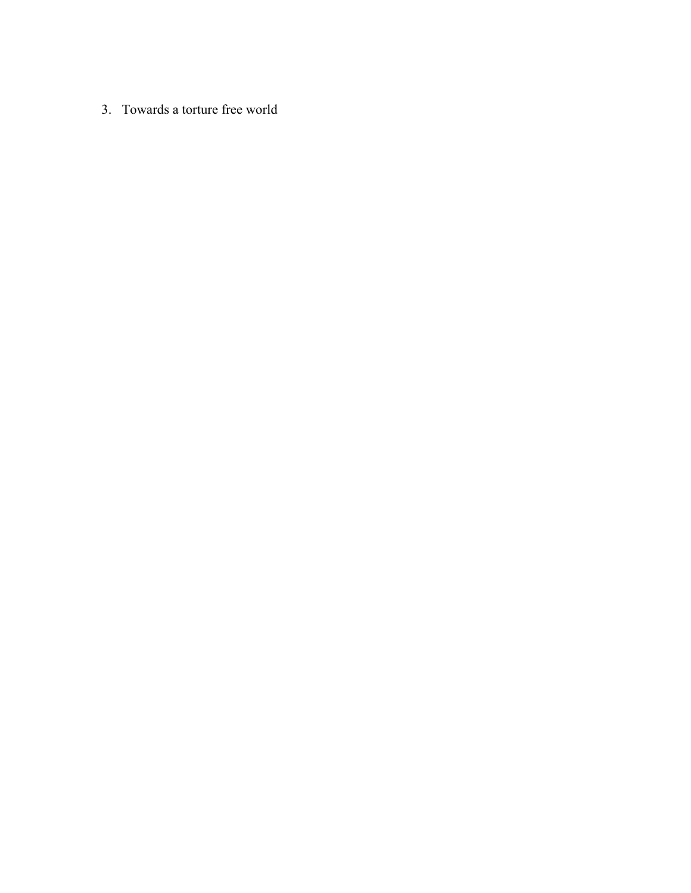3. Towards a torture free world